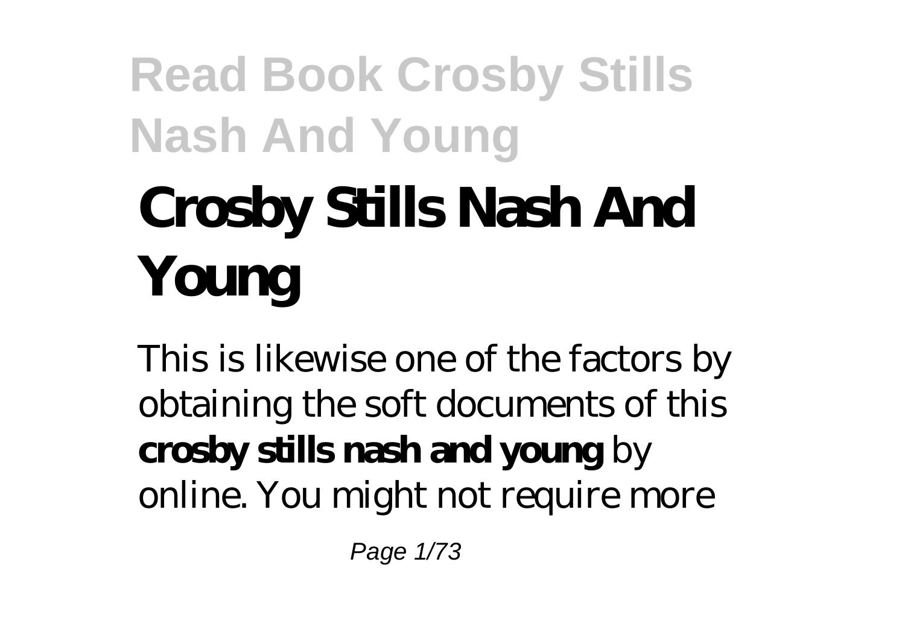# Crosby Stills Nash And Young

This is likewise one of the factors by obtaining the soft documents of this **crosby stills nash and young** by online. You might not require more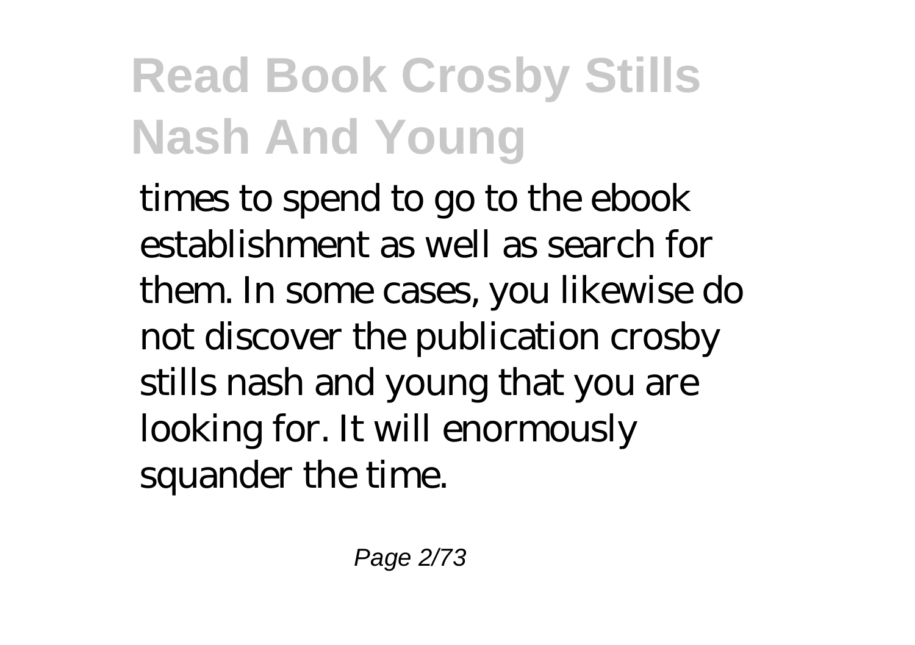times to spend to go to the ebook establishment as well as search for them. In some cases, you likewise do not discover the publication crosby stills nash and young that you are looking for. It will enormously squander the time.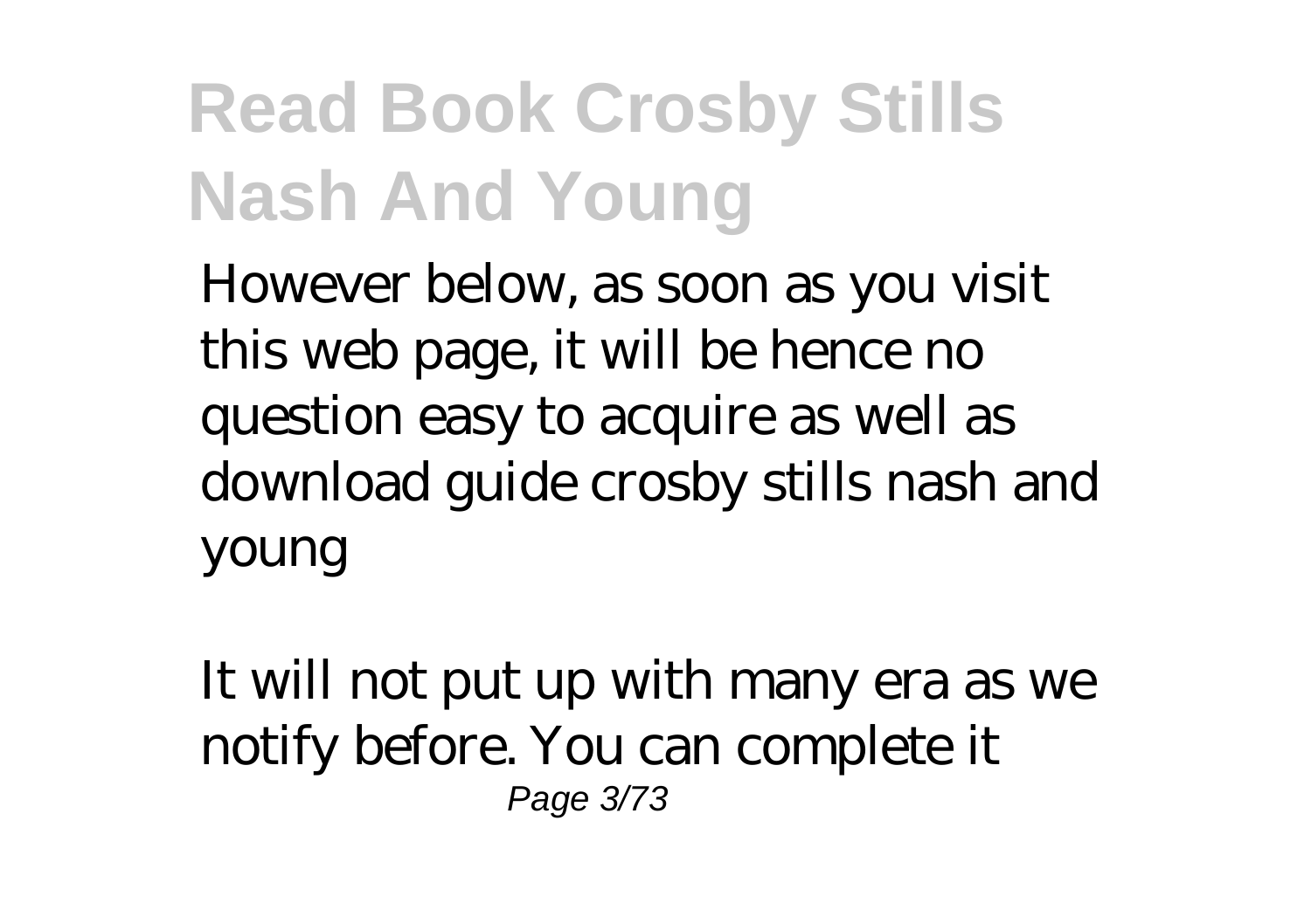However below, as soon as you visit this web page, it will be hence no question easy to acquire as well as download guide crosby stills nash and young

It will not put up with many era as we notify before. You can complete it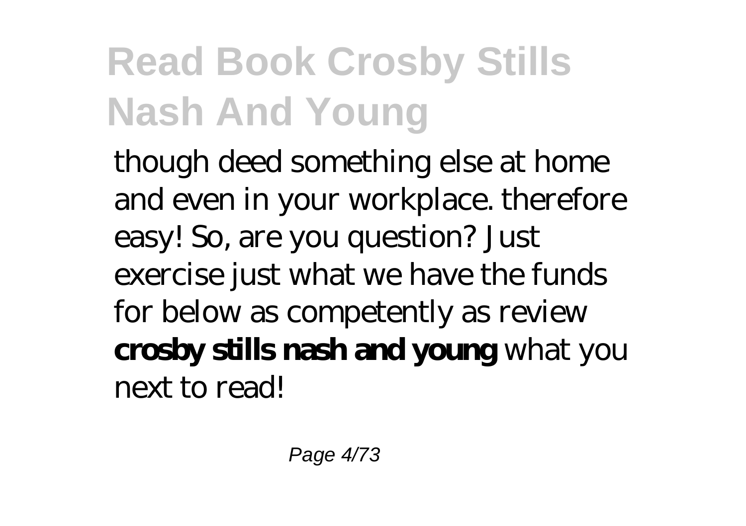though deed something else at home and even in your workplace. therefore easy! So, are you question? Just exercise just what we have the funds for below as competently as review **crosby stills nash and young** what you next to read!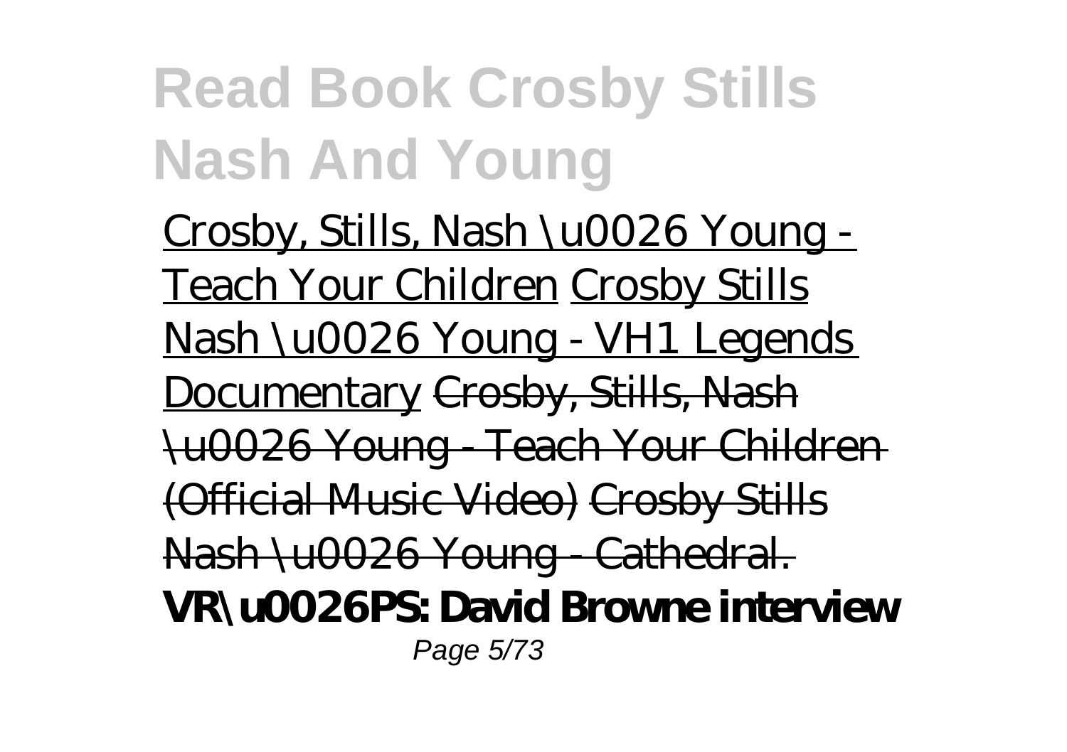Crosby, Stills, Nash \u0026 Young - Teach Your Children Crosby Stills Nash \u0026 Young - VH1 Legends Documentary ~~Crosby, Stills, Nash \u0026 Young - Teach Your Children (Official Music Video)~~ ~~Crosby Stills Nash \u0026 Young - Cathedral.~~ **VR\u0026PS: David Browne interview**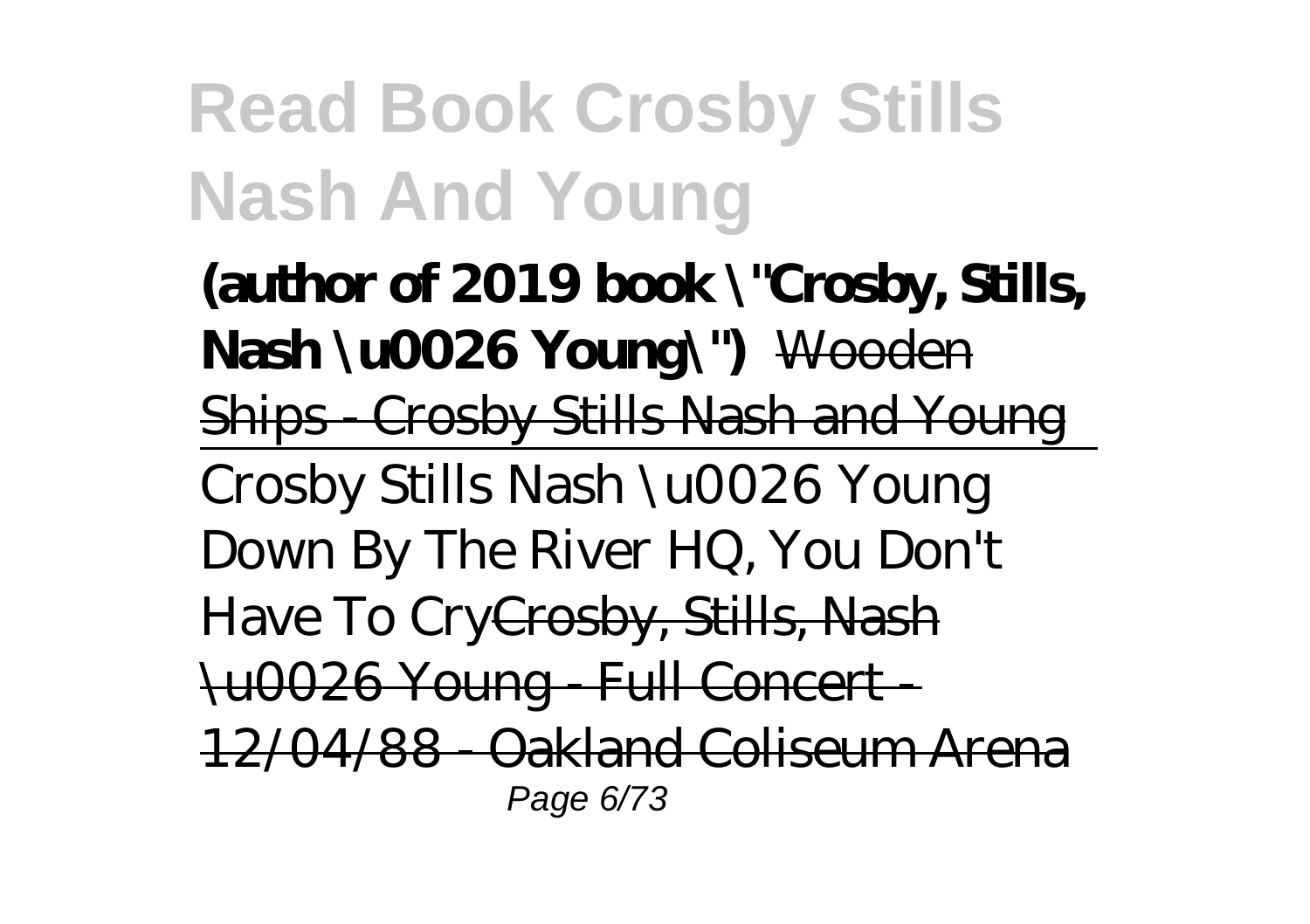**(author of 2019 book \"Crosby, Stills, Nash \u0026 Young\")** Wooden Ships - Crosby Stills Nash and Young

---

*Crosby Stills Nash \u0026 Young Down By The River HQ, You Don't Have To Cry*Crosby, Stills, Nash \u0026 Young - Full Concert - 12/04/88 - Oakland Coliseum Arena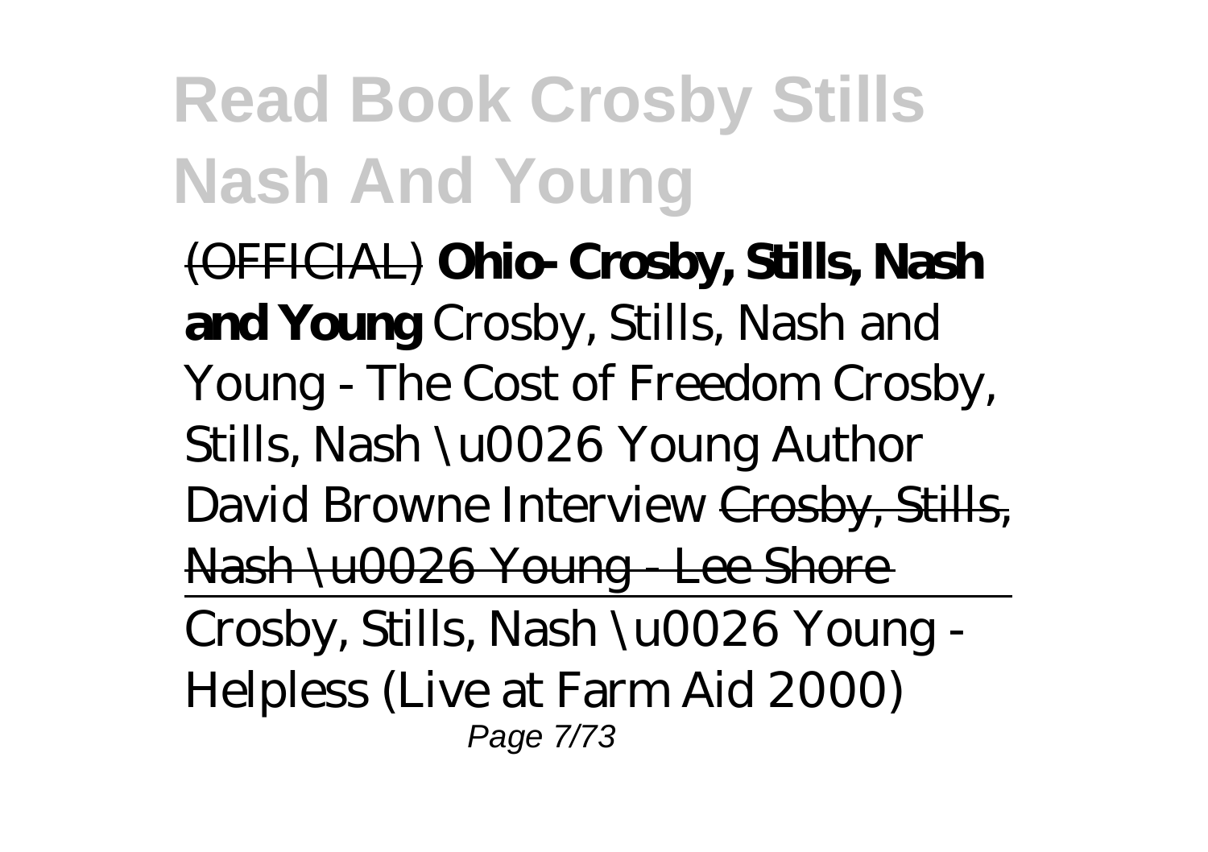~~(OFFICIAL)~~ **Ohio- Crosby, Stills, Nash and Young** *Crosby, Stills, Nash and Young - The Cost of Freedom* *Crosby, Stills, Nash \u0026 Young Author David Browne Interview* ~~Crosby, Stills, Nash \u0026 Young - Lee Shore~~

Crosby, Stills, Nash \u0026 Young - Helpless (Live at Farm Aid 2000)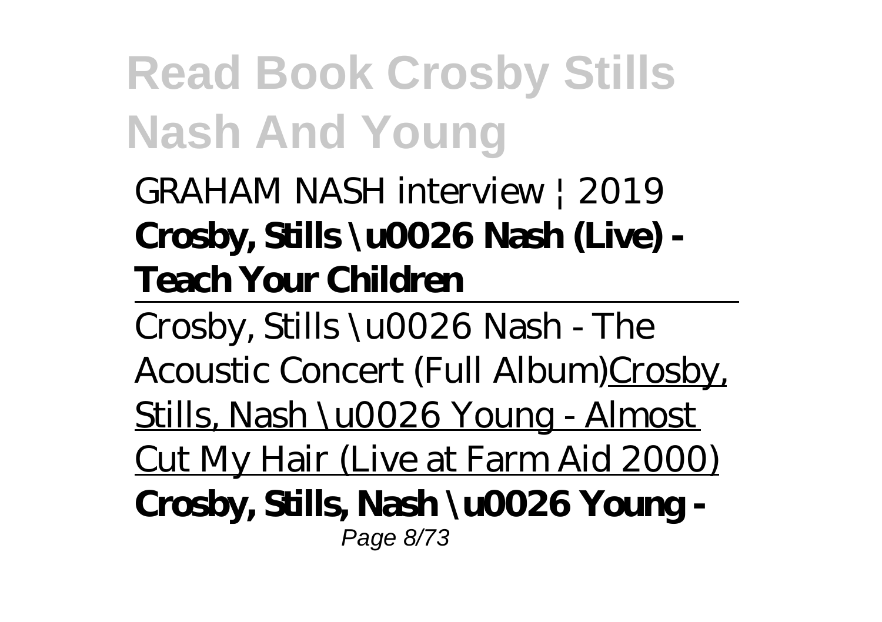*GRAHAM NASH interview | 2019*
**Crosby, Stills \u0026 Nash (Live) - Teach Your Children**

*Crosby, Stills \u0026 Nash - The Acoustic Concert (Full Album)*Crosby, Stills, Nash \u0026 Young - Almost Cut My Hair (Live at Farm Aid 2000)
**Crosby, Stills, Nash \u0026 Young -**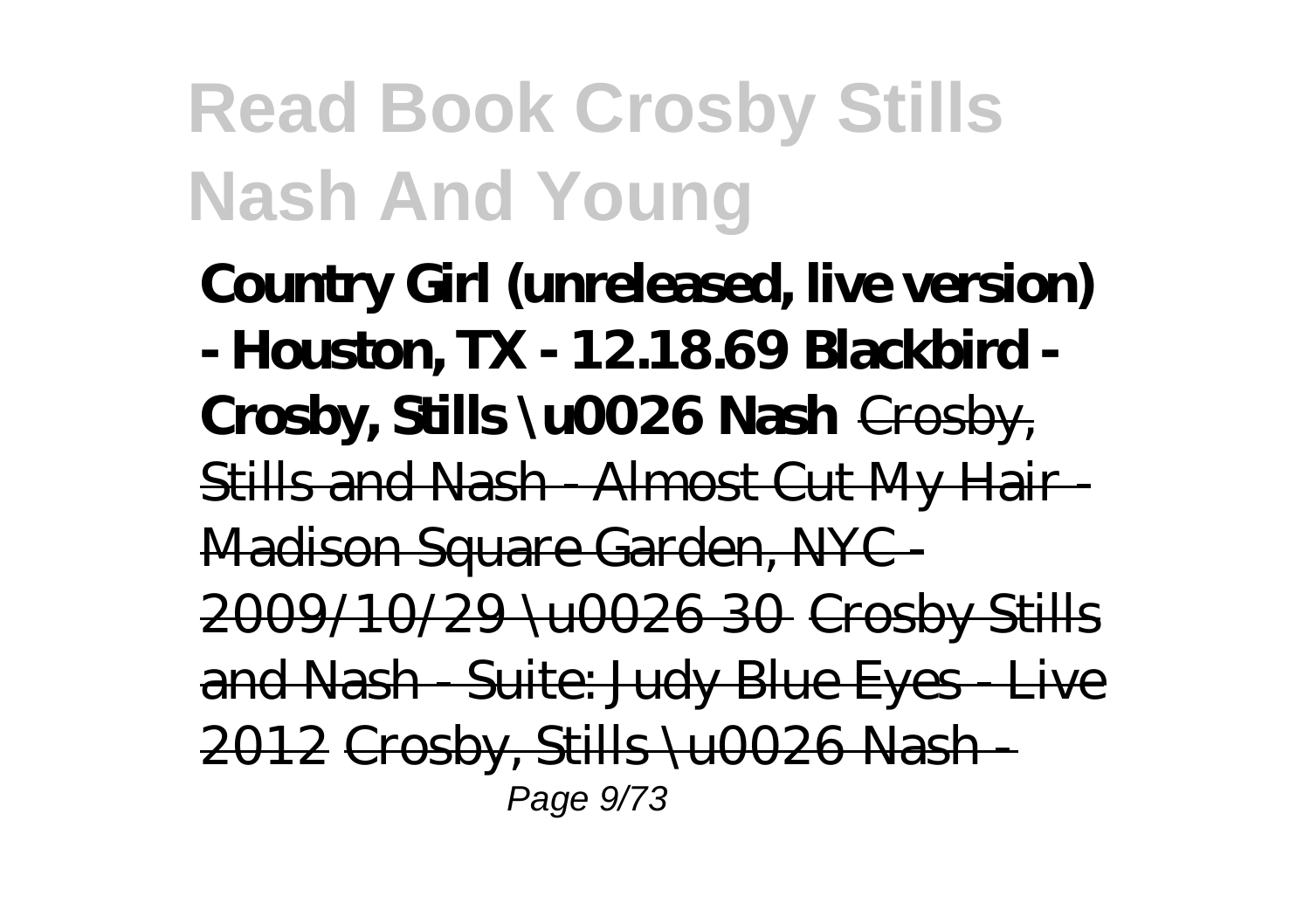**Country Girl (unreleased, live version) - Houston, TX - 12.18.69** **Blackbird - Crosby, Stills \u0026 Nash** ~~Crosby, Stills and Nash - Almost Cut My Hair - Madison Square Garden, NYC - 2009/10/29 \u0026 30~~ ~~Crosby Stills and Nash - Suite: Judy Blue Eyes - Live 2012~~ ~~Crosby, Stills \u0026 Nash -~~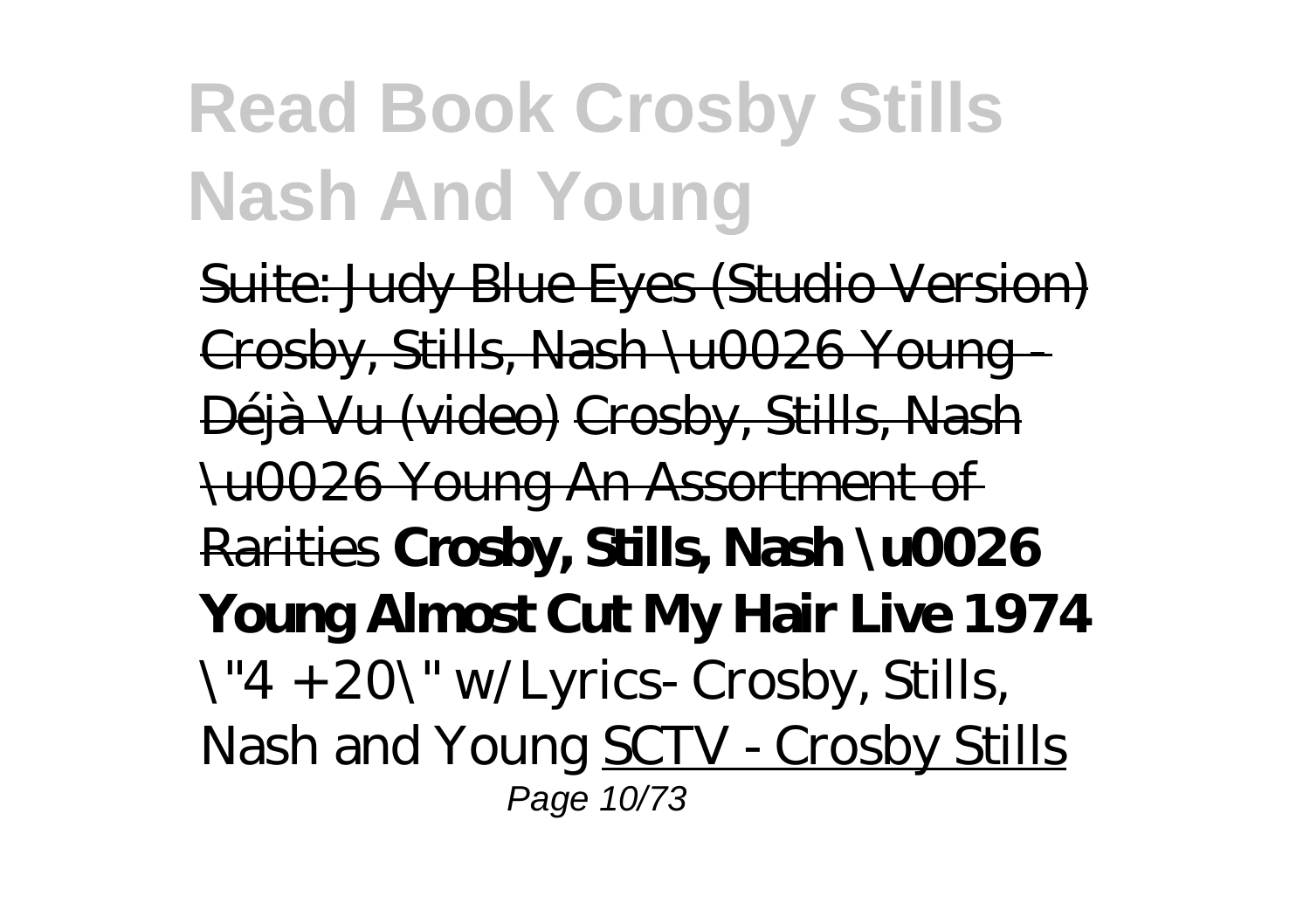Suite: Judy Blue Eyes (Studio Version) Crosby, Stills, Nash \u0026 Young - Déjà Vu (video) Crosby, Stills, Nash \u0026 Young An Assortment of Rarities **Crosby, Stills, Nash \u0026 Young Almost Cut My Hair Live 1974** *\"4 + 20\" w/Lyrics- Crosby, Stills, Nash and Young* SCTV - Crosby Stills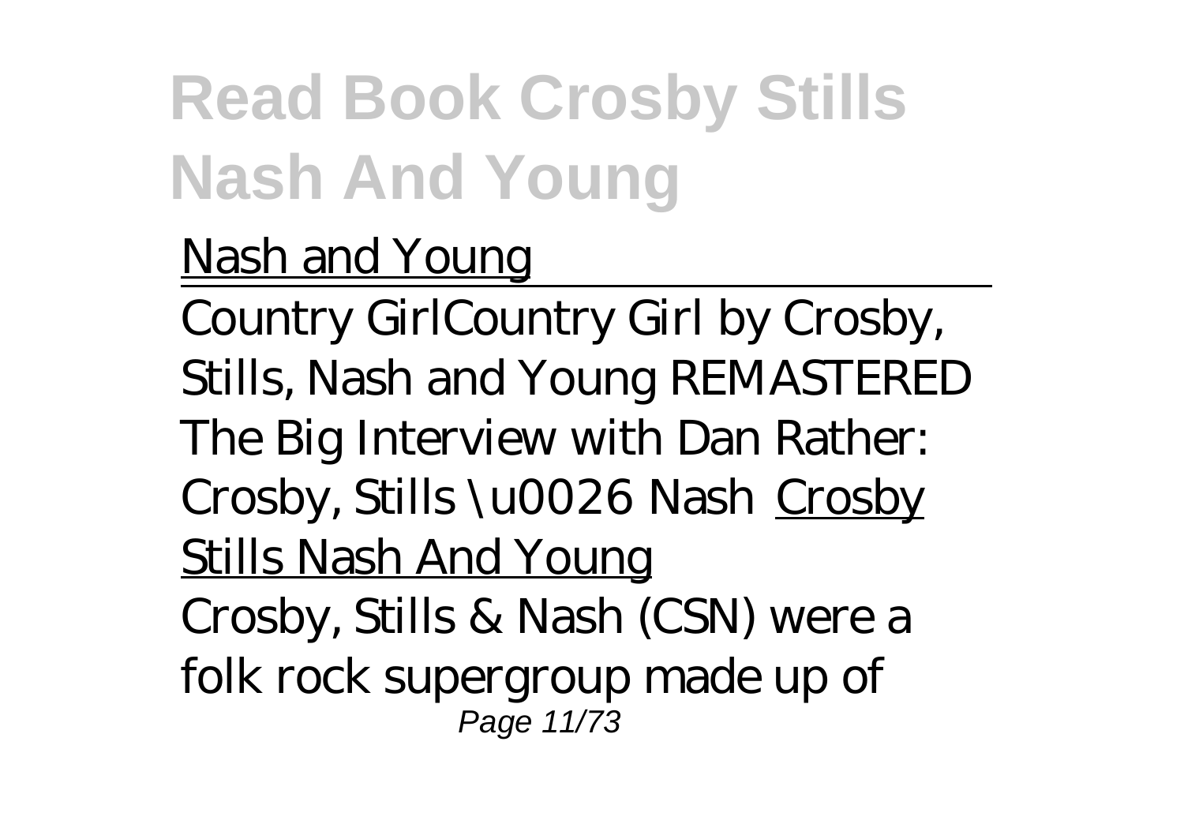Nash and Young

Country Girl*Country Girl by Crosby, Stills, Nash and Young REMASTERED* *The Big Interview with Dan Rather: Crosby, Stills \u0026 Nash* Crosby Stills Nash And Young

Crosby, Stills & Nash (CSN) were a folk rock supergroup made up of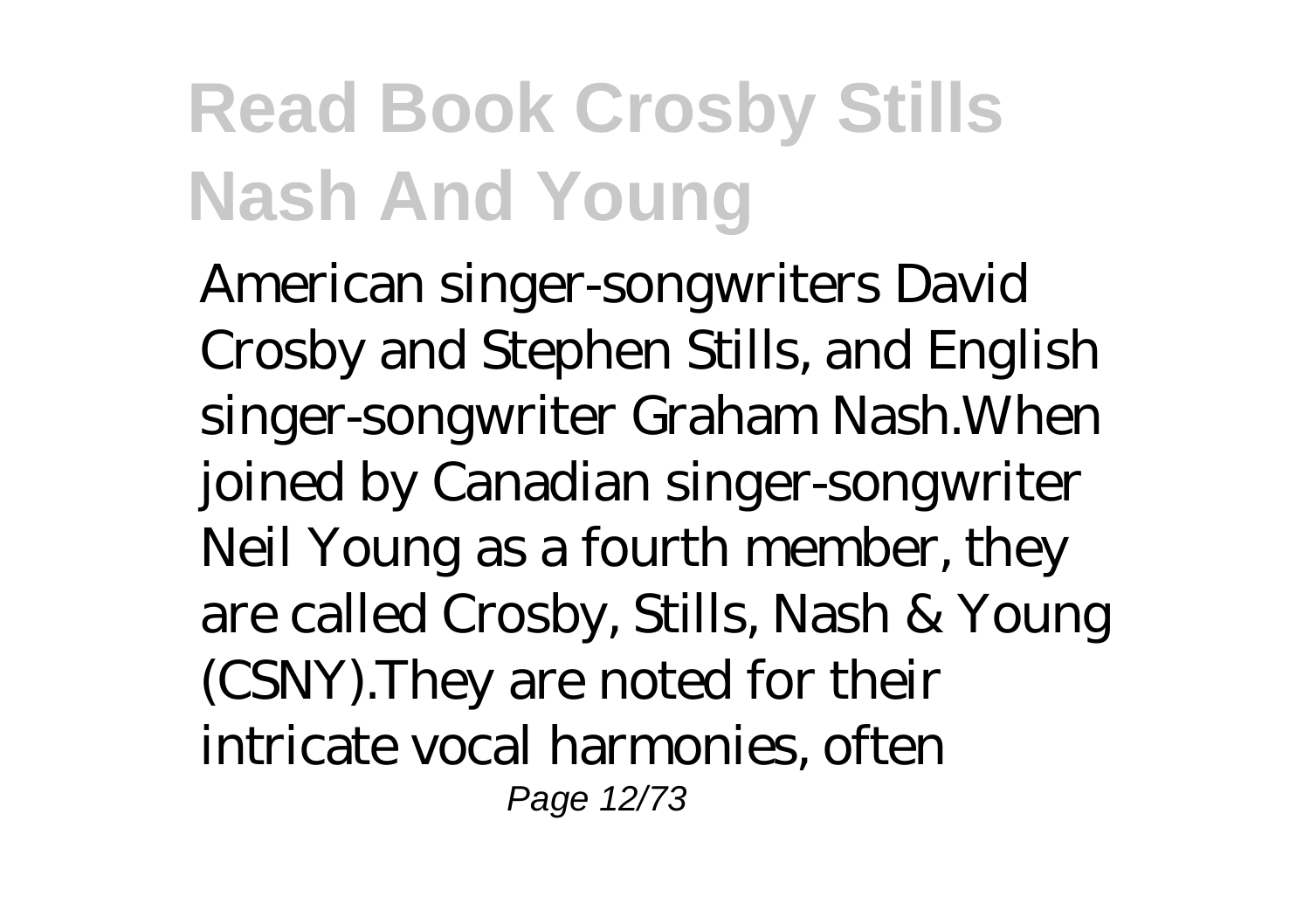American singer-songwriters David Crosby and Stephen Stills, and English singer-songwriter Graham Nash.When joined by Canadian singer-songwriter Neil Young as a fourth member, they are called Crosby, Stills, Nash & Young (CSNY).They are noted for their intricate vocal harmonies, often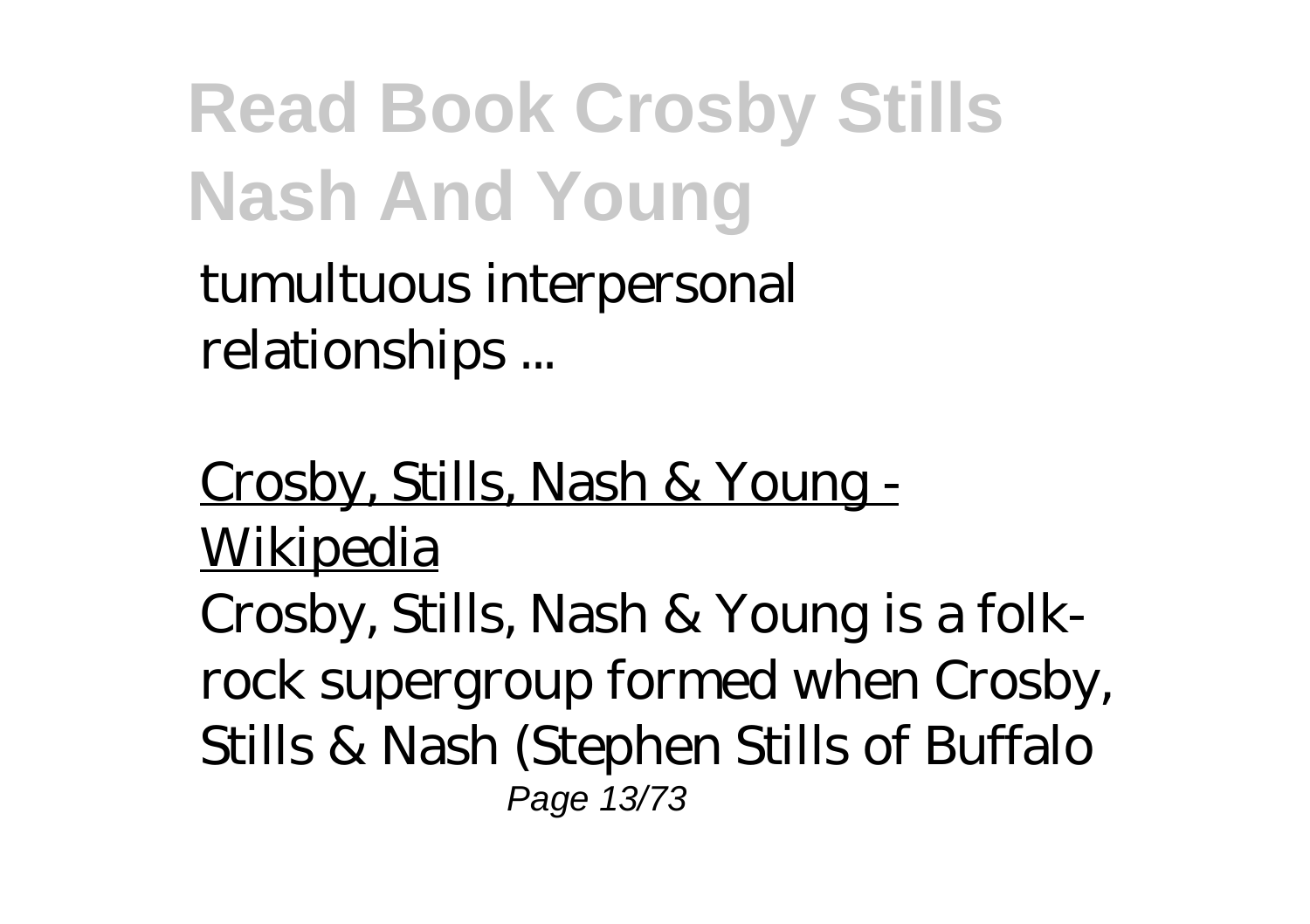tumultuous interpersonal relationships ...

Crosby, Stills, Nash & Young - Wikipedia

Crosby, Stills, Nash & Young is a folk-rock supergroup formed when Crosby, Stills & Nash (Stephen Stills of Buffalo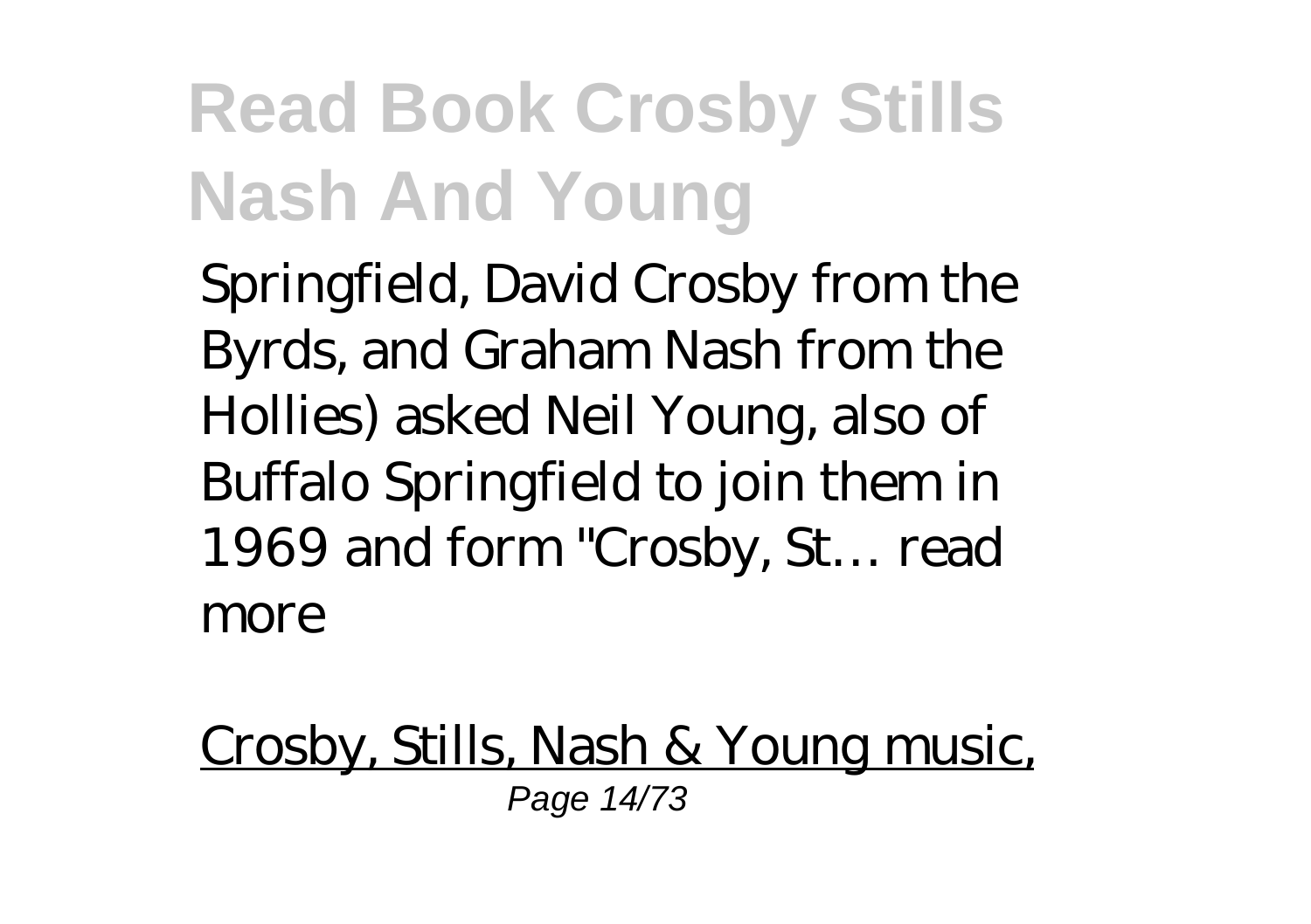Springfield, David Crosby from the Byrds, and Graham Nash from the Hollies) asked Neil Young, also of Buffalo Springfield to join them in 1969 and form "Crosby, St… read more

Crosby, Stills, Nash & Young music,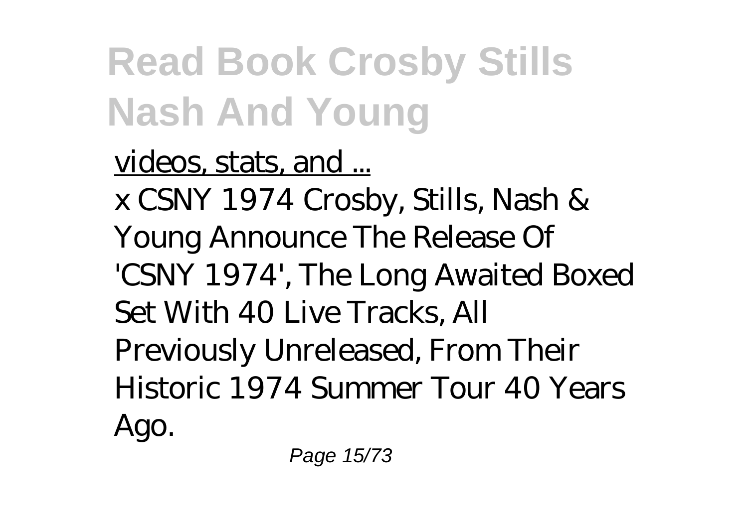videos, stats, and ...

x CSNY 1974 Crosby, Stills, Nash & Young Announce The Release Of 'CSNY 1974', The Long Awaited Boxed Set With 40 Live Tracks, All Previously Unreleased, From Their Historic 1974 Summer Tour 40 Years Ago.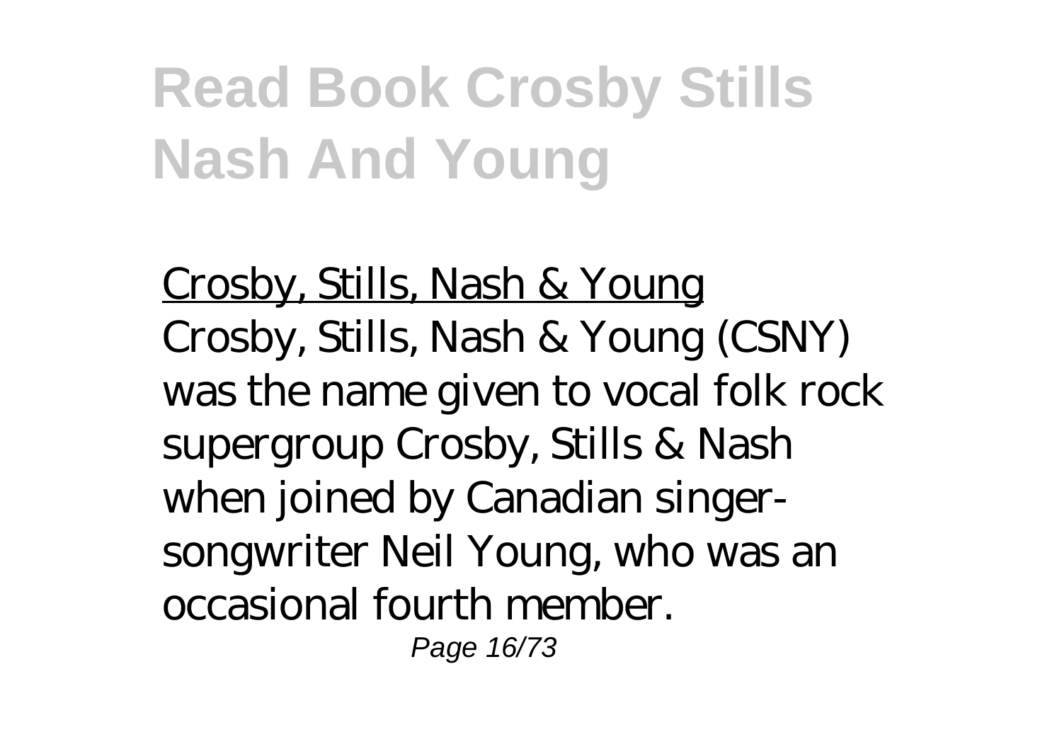Crosby, Stills, Nash & Young

Crosby, Stills, Nash & Young (CSNY) was the name given to vocal folk rock supergroup Crosby, Stills & Nash when joined by Canadian singer-songwriter Neil Young, who was an occasional fourth member.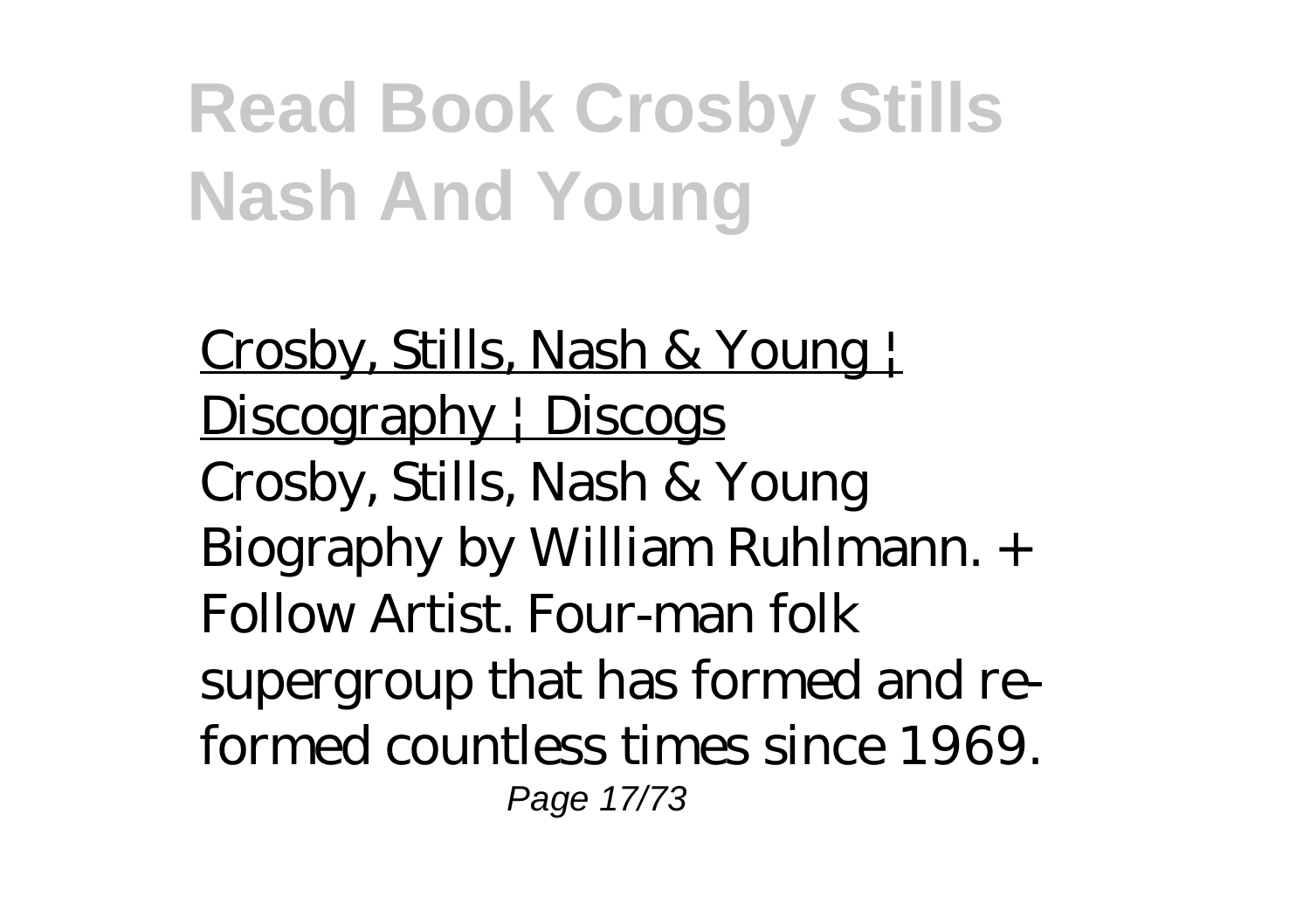# Read Book Crosby Stills Nash And Young

Crosby, Stills, Nash & Young | Discography | Discogs

Crosby, Stills, Nash & Young Biography by William Ruhlmann. + Follow Artist. Four-man folk supergroup that has formed and re-formed countless times since 1969.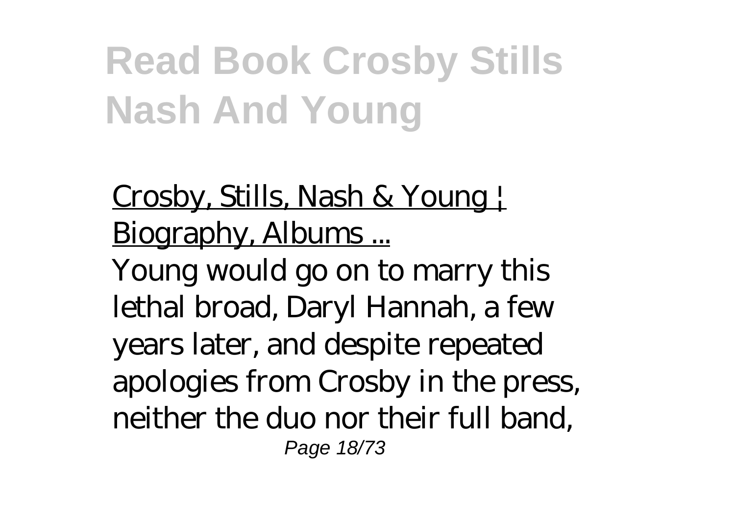# Read Book Crosby Stills Nash And Young

Crosby, Stills, Nash & Young | Biography, Albums ...

Young would go on to marry this lethal broad, Daryl Hannah, a few years later, and despite repeated apologies from Crosby in the press, neither the duo nor their full band,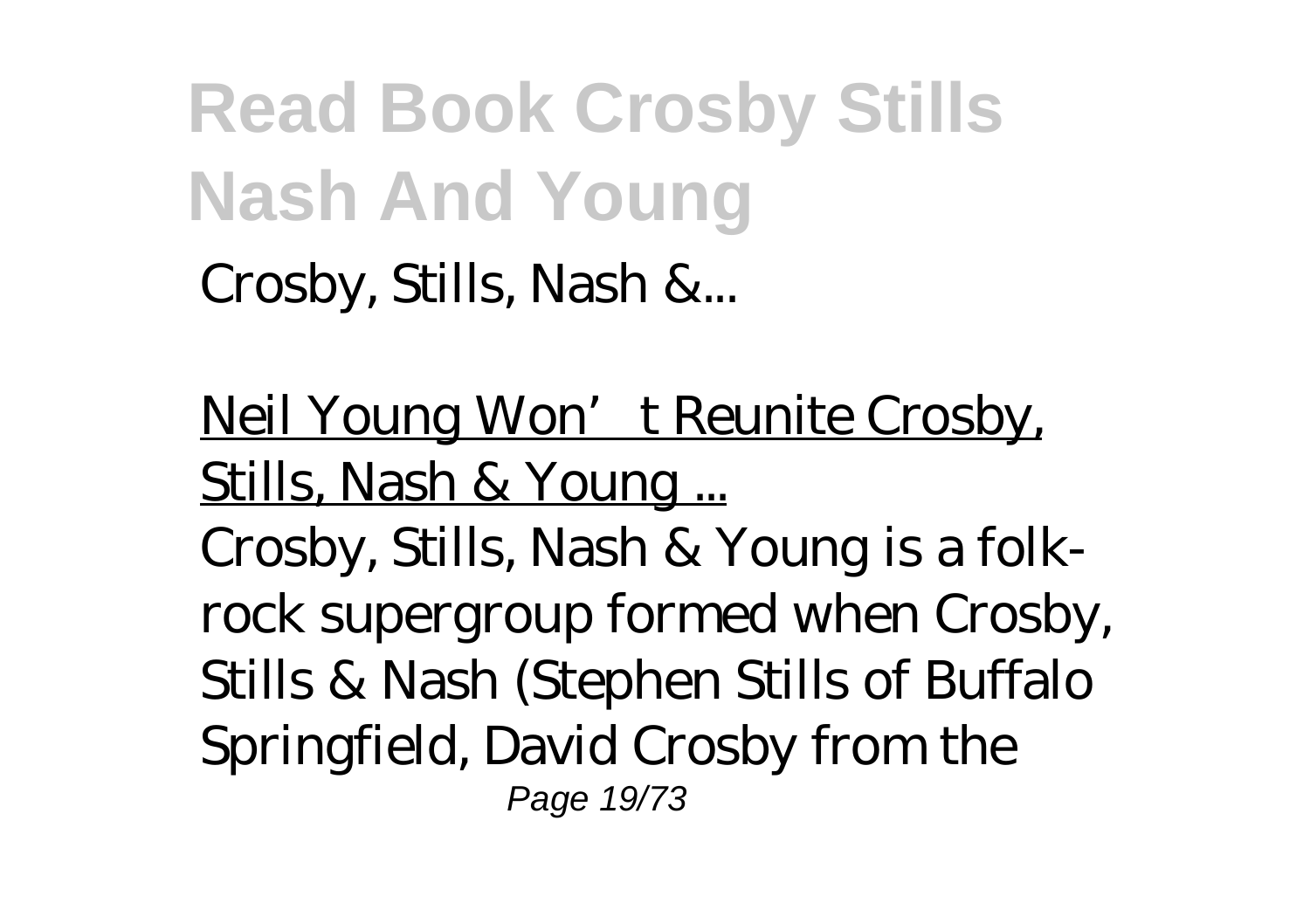Crosby, Stills, Nash &...

Neil Young Won' t Reunite Crosby, Stills, Nash & Young ...

Crosby, Stills, Nash & Young is a folk-rock supergroup formed when Crosby, Stills & Nash (Stephen Stills of Buffalo Springfield, David Crosby from the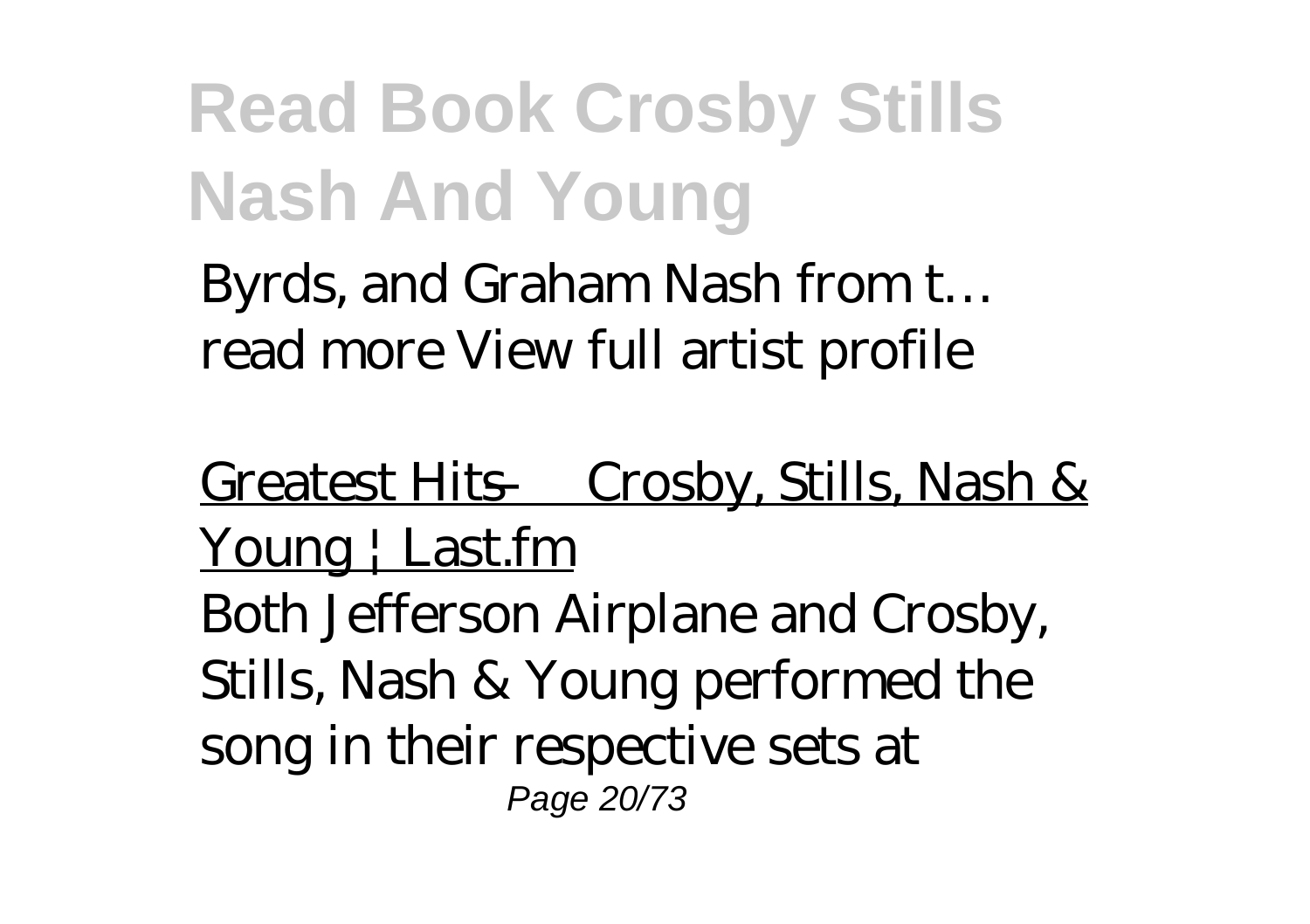Byrds, and Graham Nash from t… read more View full artist profile

Greatest Hits — Crosby, Stills, Nash & Young | Last.fm

Both Jefferson Airplane and Crosby, Stills, Nash & Young performed the song in their respective sets at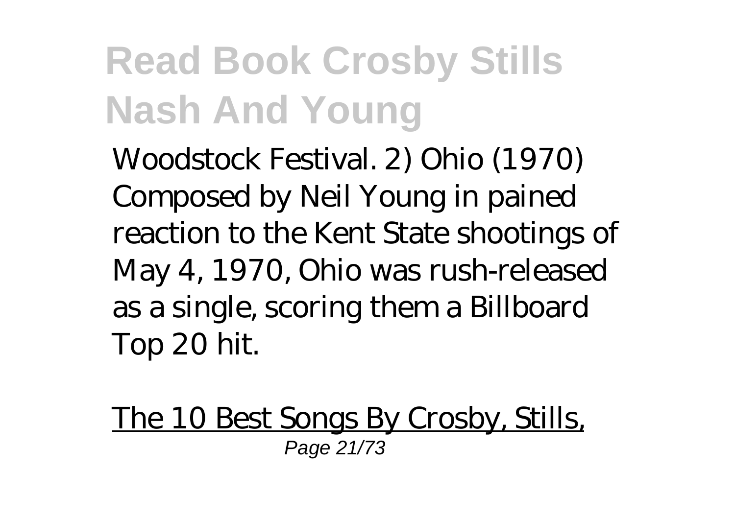Woodstock Festival. 2) Ohio (1970) Composed by Neil Young in pained reaction to the Kent State shootings of May 4, 1970, Ohio was rush-released as a single, scoring them a Billboard Top 20 hit.

The 10 Best Songs By Crosby, Stills,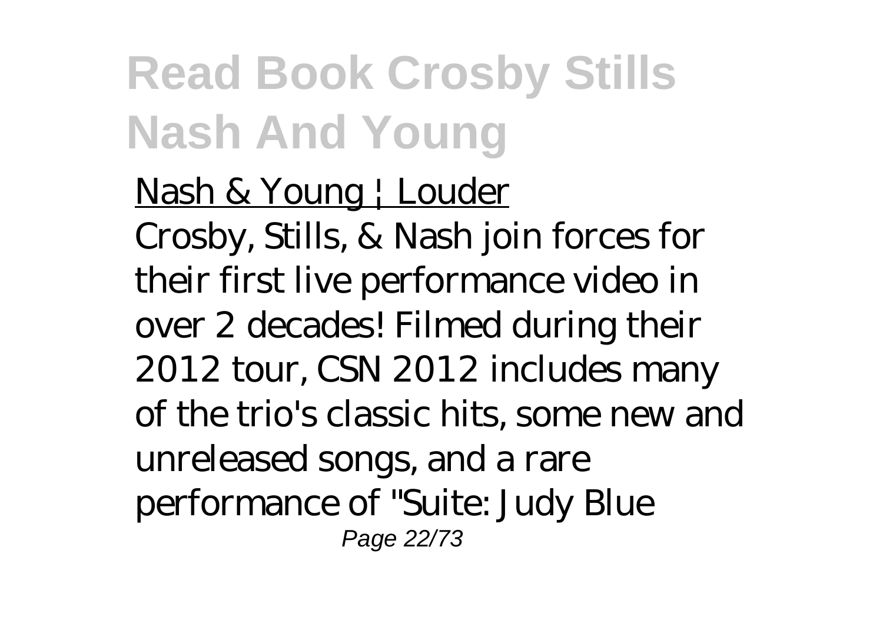Nash & Young | Louder

Crosby, Stills, & Nash join forces for their first live performance video in over 2 decades! Filmed during their 2012 tour, CSN 2012 includes many of the trio's classic hits, some new and unreleased songs, and a rare performance of "Suite: Judy Blue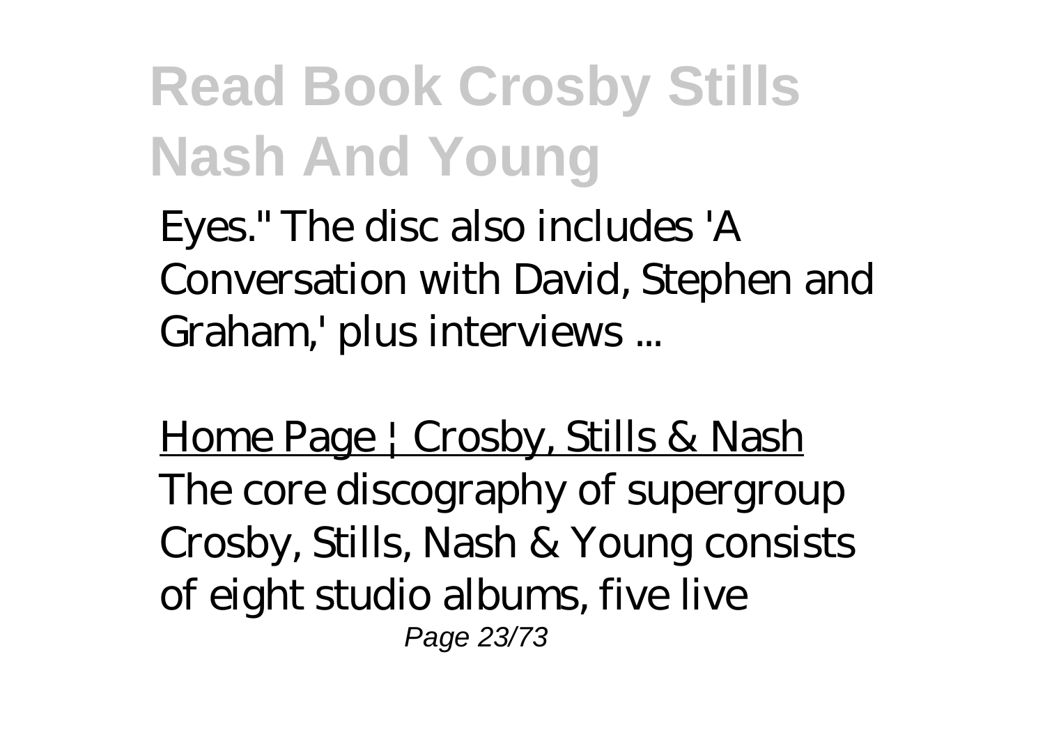Eyes." The disc also includes 'A Conversation with David, Stephen and Graham,' plus interviews ...

Home Page | Crosby, Stills & Nash

The core discography of supergroup Crosby, Stills, Nash & Young consists of eight studio albums, five live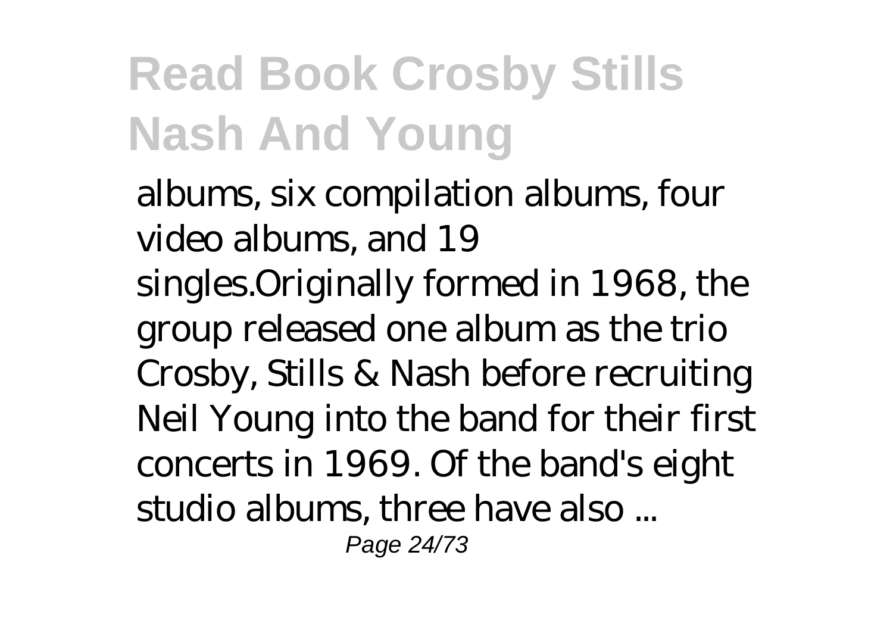albums, six compilation albums, four video albums, and 19 singles.Originally formed in 1968, the group released one album as the trio Crosby, Stills & Nash before recruiting Neil Young into the band for their first concerts in 1969. Of the band's eight studio albums, three have also ...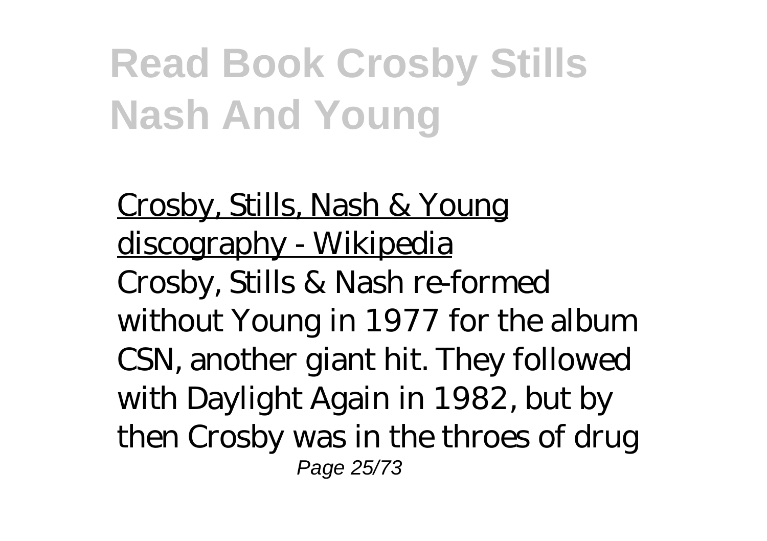Crosby, Stills, Nash & Young discography - Wikipedia

Crosby, Stills & Nash re-formed without Young in 1977 for the album CSN, another giant hit. They followed with Daylight Again in 1982, but by then Crosby was in the throes of drug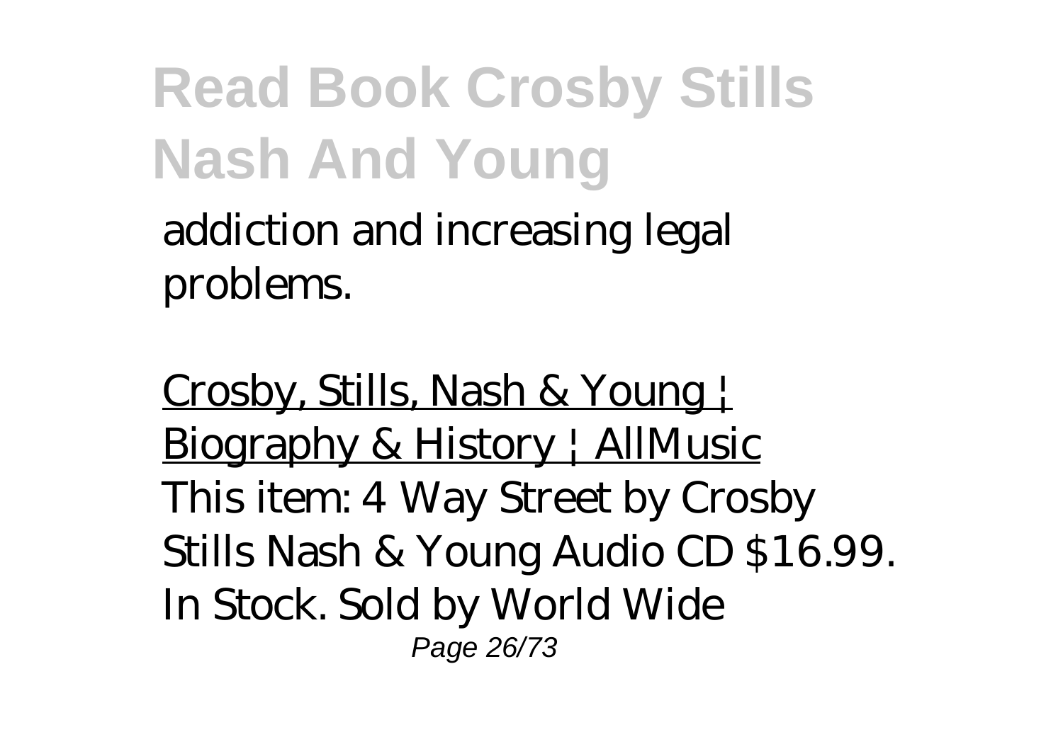addiction and increasing legal problems.

Crosby, Stills, Nash & Young | Biography & History | AllMusic
This item: 4 Way Street by Crosby Stills Nash & Young Audio CD $16.99. In Stock. Sold by World Wide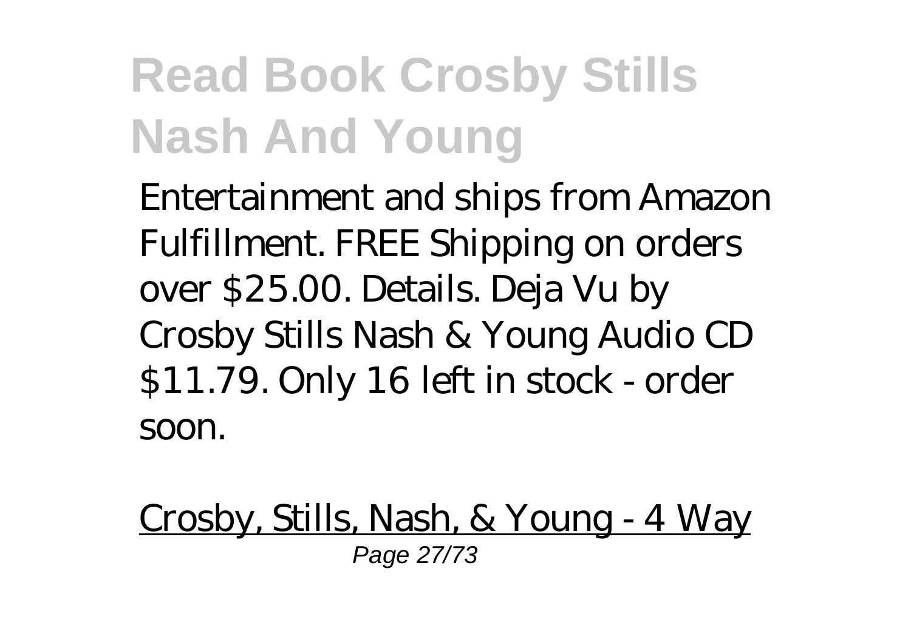Entertainment and ships from Amazon Fulfillment. FREE Shipping on orders over $25.00. Details. Deja Vu by Crosby Stills Nash & Young Audio CD $11.79. Only 16 left in stock - order soon.

Crosby, Stills, Nash, & Young - 4 Way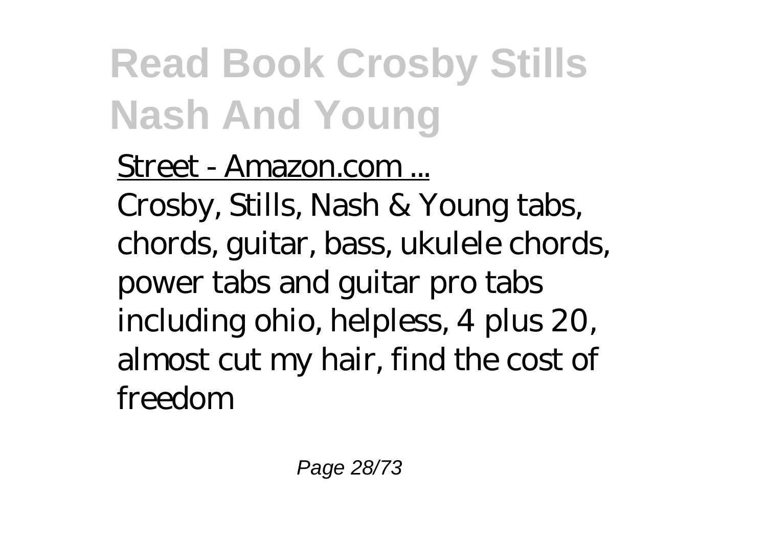Street - Amazon.com ...

Crosby, Stills, Nash & Young tabs, chords, guitar, bass, ukulele chords, power tabs and guitar pro tabs including ohio, helpless, 4 plus 20, almost cut my hair, find the cost of freedom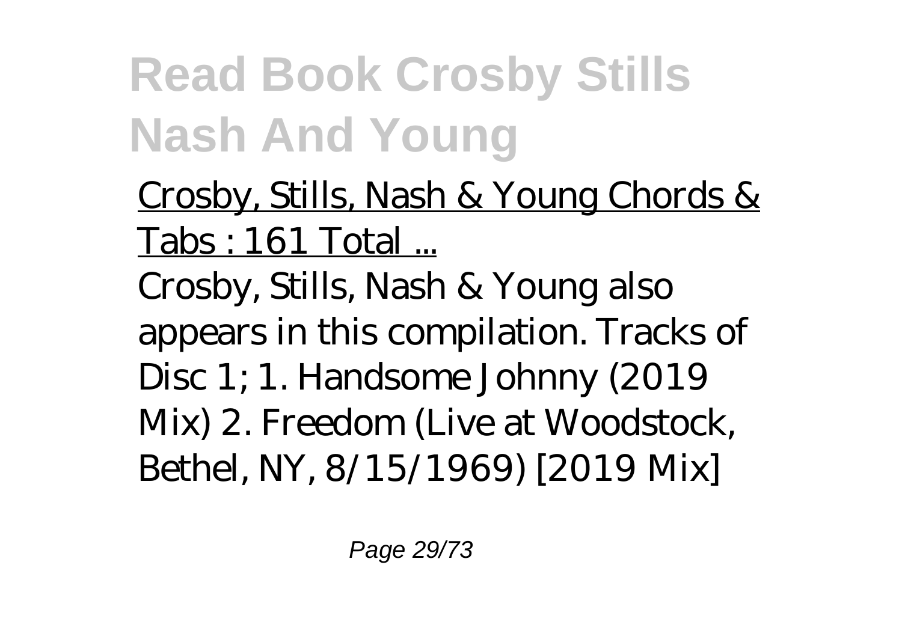Crosby, Stills, Nash & Young Chords & Tabs : 161 Total ...

Crosby, Stills, Nash & Young also appears in this compilation. Tracks of Disc 1; 1. Handsome Johnny (2019 Mix) 2. Freedom (Live at Woodstock, Bethel, NY, 8/15/1969) [2019 Mix]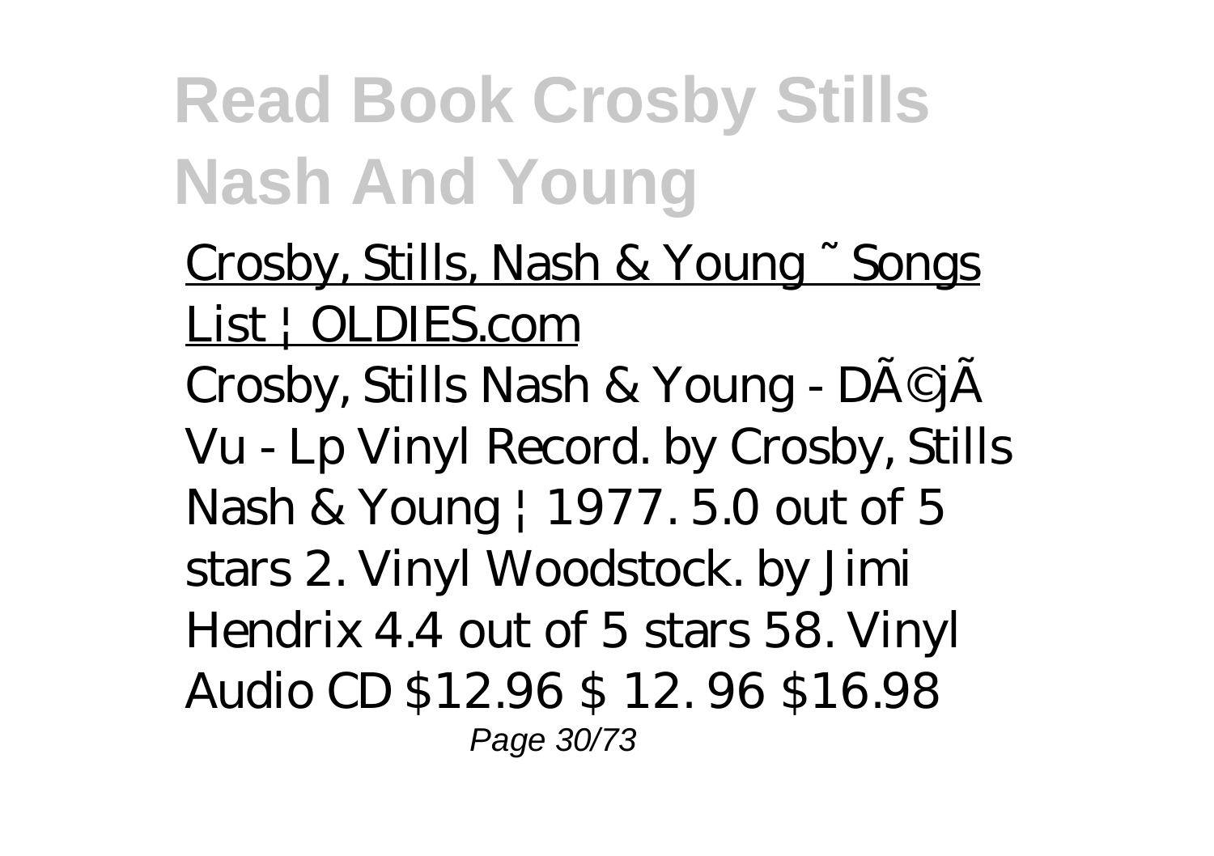Crosby, Stills, Nash & Young ~ Songs List | OLDIES.com

Crosby, Stills Nash & Young - DÃ©jÃ Vu - Lp Vinyl Record. by Crosby, Stills Nash & Young | 1977. 5.0 out of 5 stars 2. Vinyl Woodstock. by Jimi Hendrix 4.4 out of 5 stars 58. Vinyl Audio CD $12.96 $ 12. 96 $16.98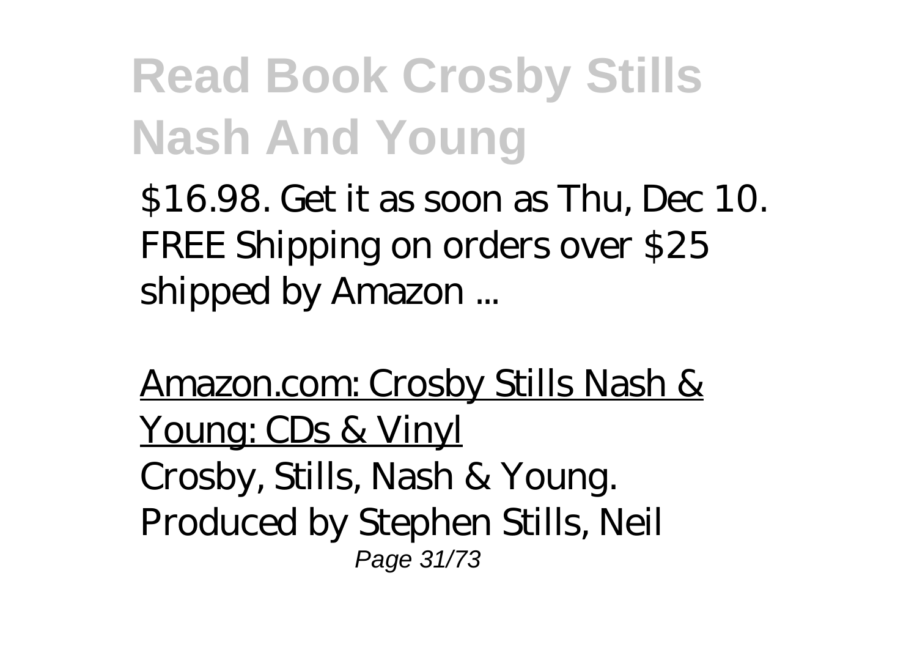$16.98. Get it as soon as Thu, Dec 10. FREE Shipping on orders over $25 shipped by Amazon ...

Amazon.com: Crosby Stills Nash & Young: CDs & Vinyl

Crosby, Stills, Nash & Young. Produced by Stephen Stills, Neil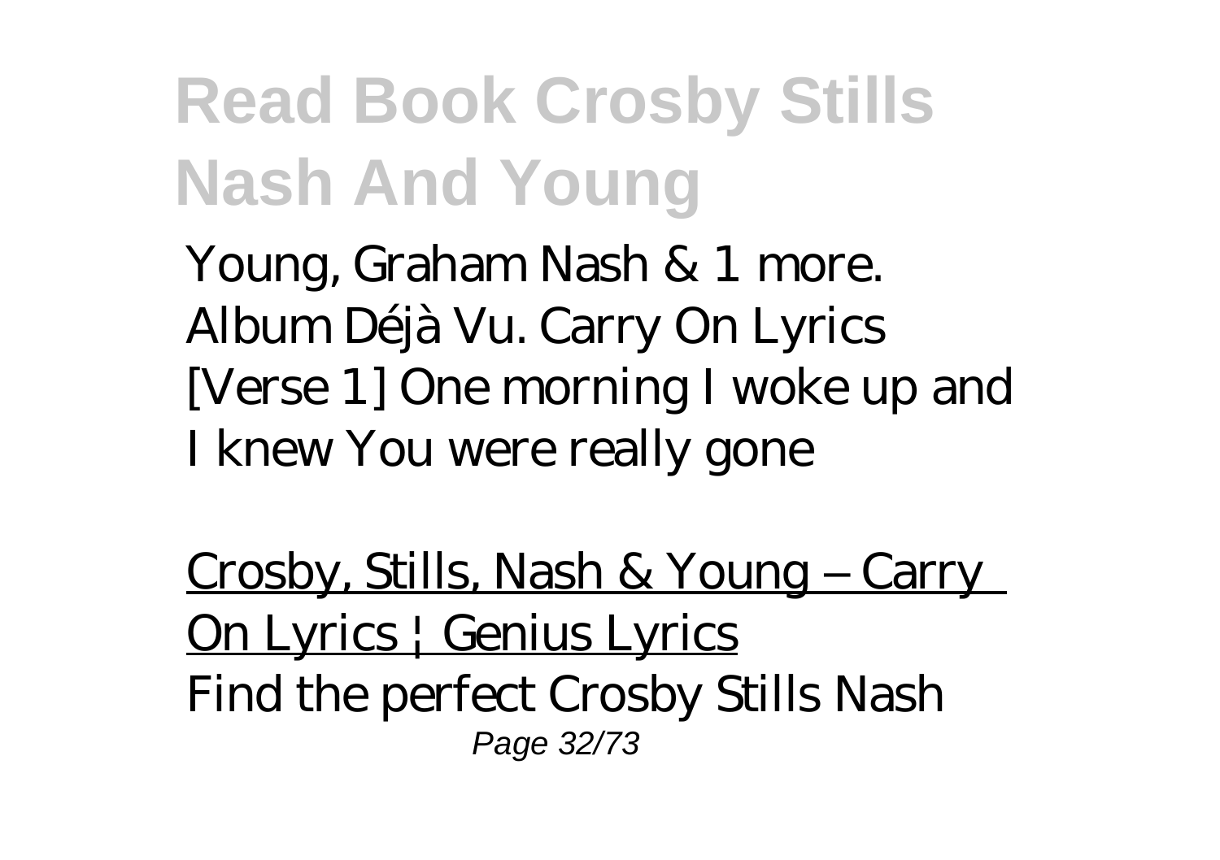Young, Graham Nash & 1 more. Album Déjà Vu. Carry On Lyrics [Verse 1] One morning I woke up and I knew You were really gone

Crosby, Stills, Nash & Young – Carry On Lyrics | Genius Lyrics

Find the perfect Crosby Stills Nash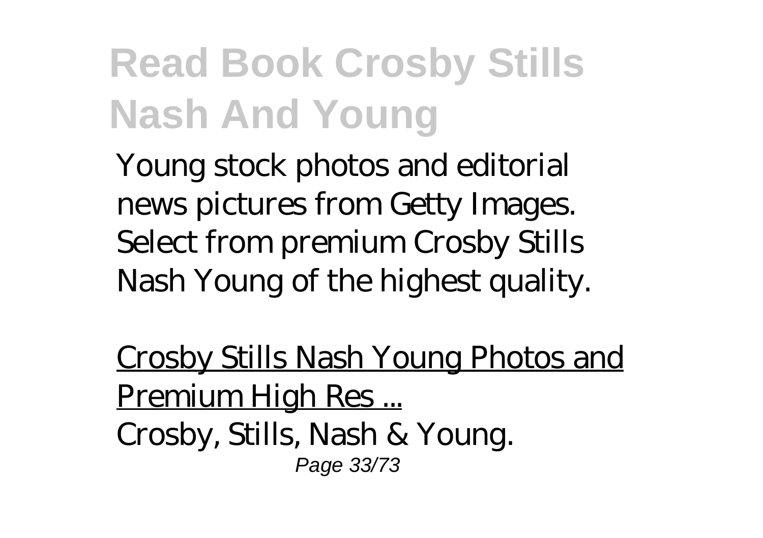Young stock photos and editorial news pictures from Getty Images. Select from premium Crosby Stills Nash Young of the highest quality.

Crosby Stills Nash Young Photos and Premium High Res ...

Crosby, Stills, Nash & Young.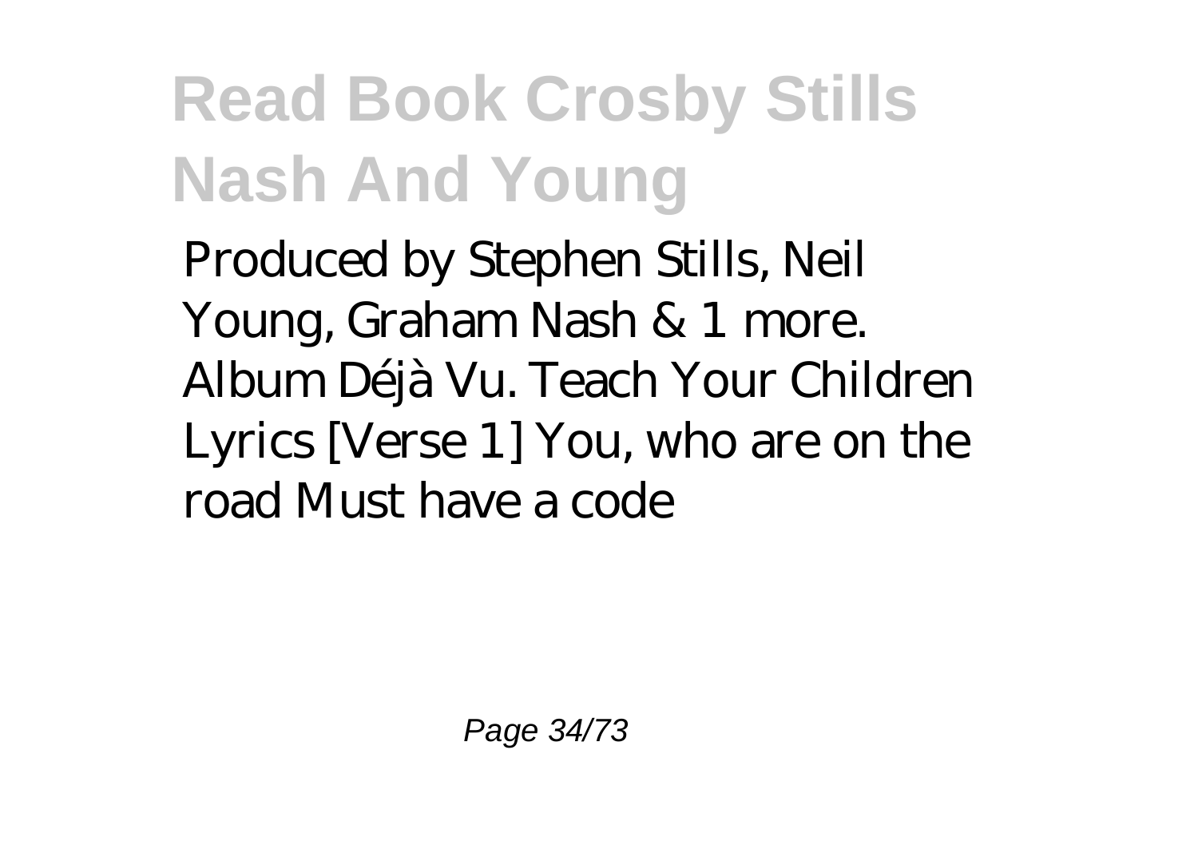Produced by Stephen Stills, Neil Young, Graham Nash & 1 more. Album Déjà Vu. Teach Your Children Lyrics [Verse 1] You, who are on the road Must have a code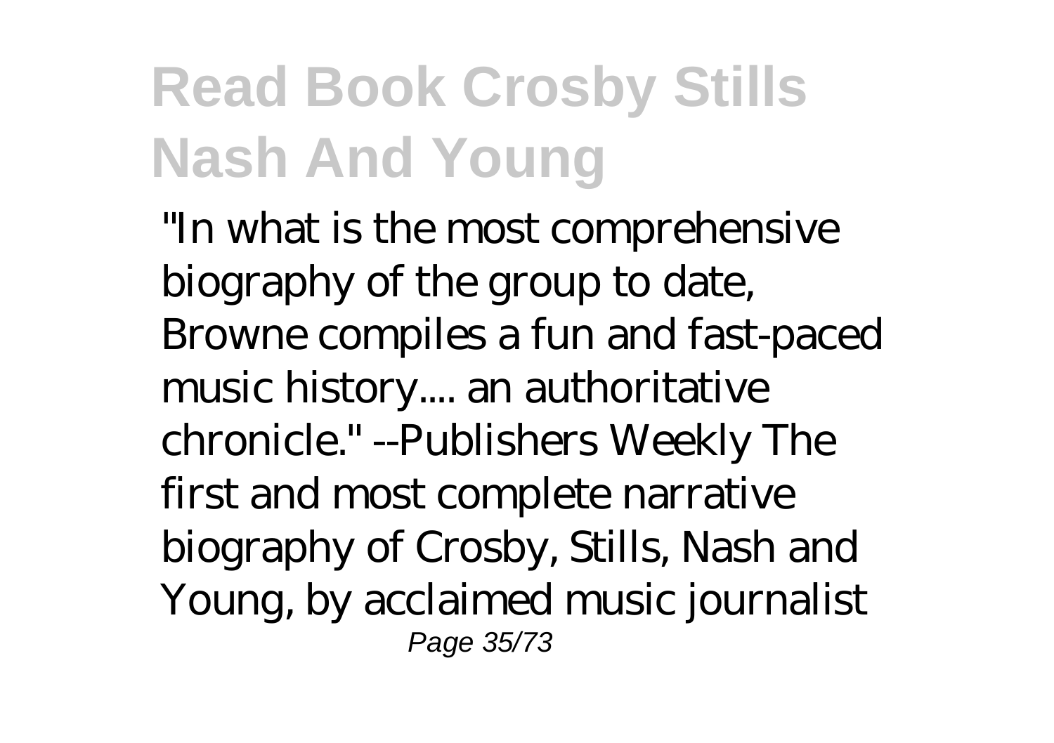"In what is the most comprehensive biography of the group to date, Browne compiles a fun and fast-paced music history.... an authoritative chronicle." --Publishers Weekly The first and most complete narrative biography of Crosby, Stills, Nash and Young, by acclaimed music journalist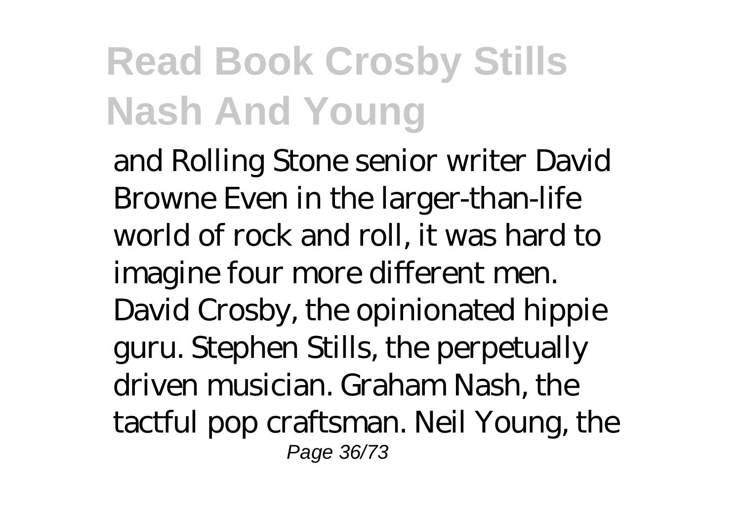and Rolling Stone senior writer David Browne Even in the larger-than-life world of rock and roll, it was hard to imagine four more different men. David Crosby, the opinionated hippie guru. Stephen Stills, the perpetually driven musician. Graham Nash, the tactful pop craftsman. Neil Young, the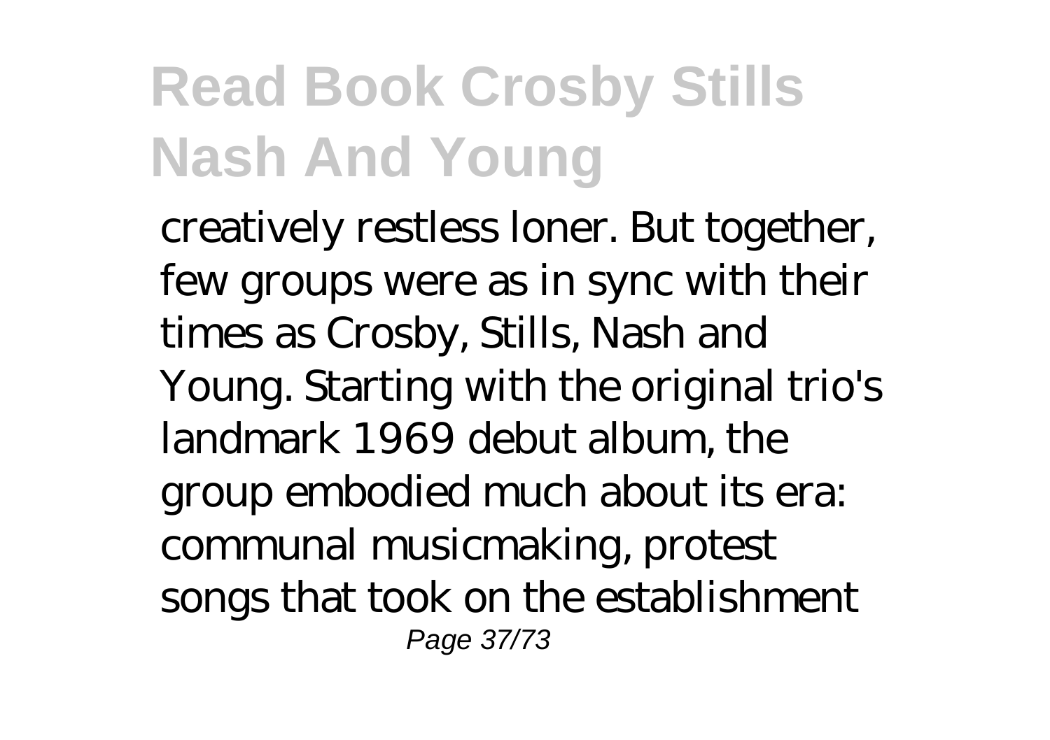creatively restless loner. But together, few groups were as in sync with their times as Crosby, Stills, Nash and Young. Starting with the original trio's landmark 1969 debut album, the group embodied much about its era: communal musicmaking, protest songs that took on the establishment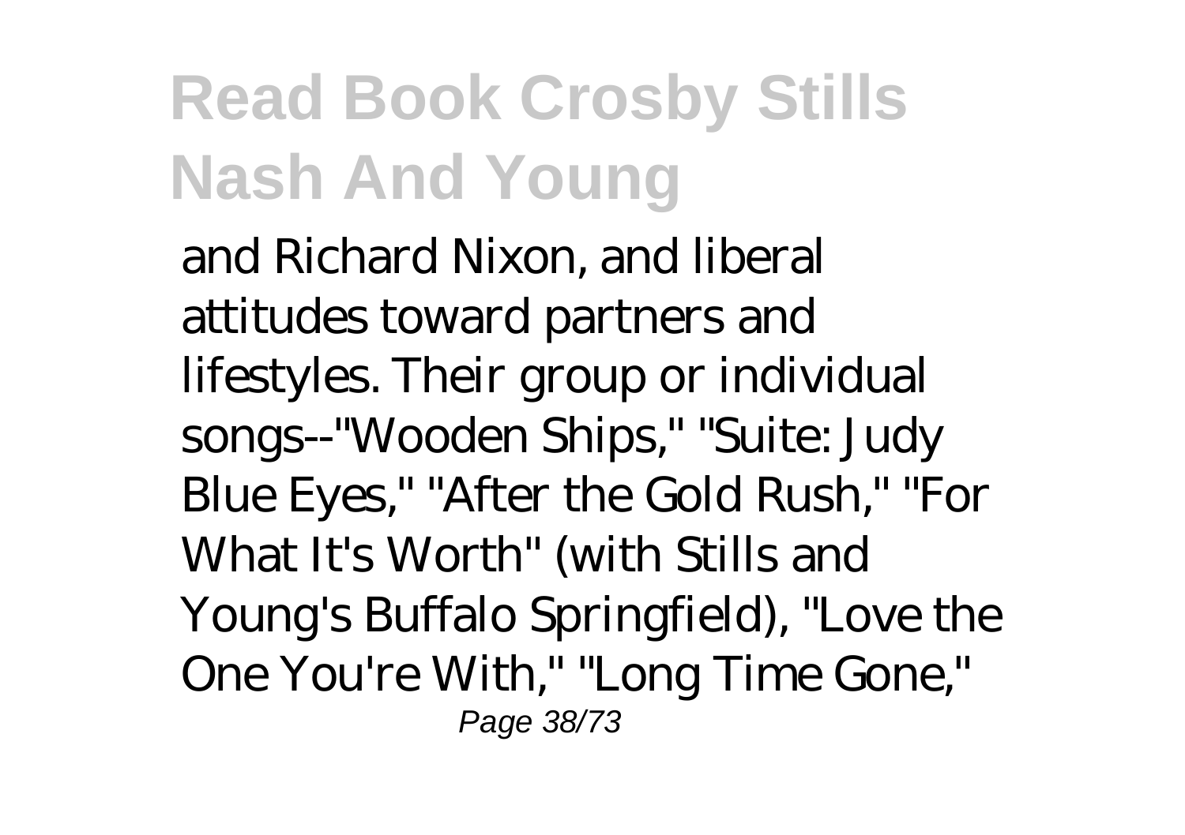and Richard Nixon, and liberal attitudes toward partners and lifestyles. Their group or individual songs--"Wooden Ships," "Suite: Judy Blue Eyes," "After the Gold Rush," "For What It's Worth" (with Stills and Young's Buffalo Springfield), "Love the One You're With," "Long Time Gone,"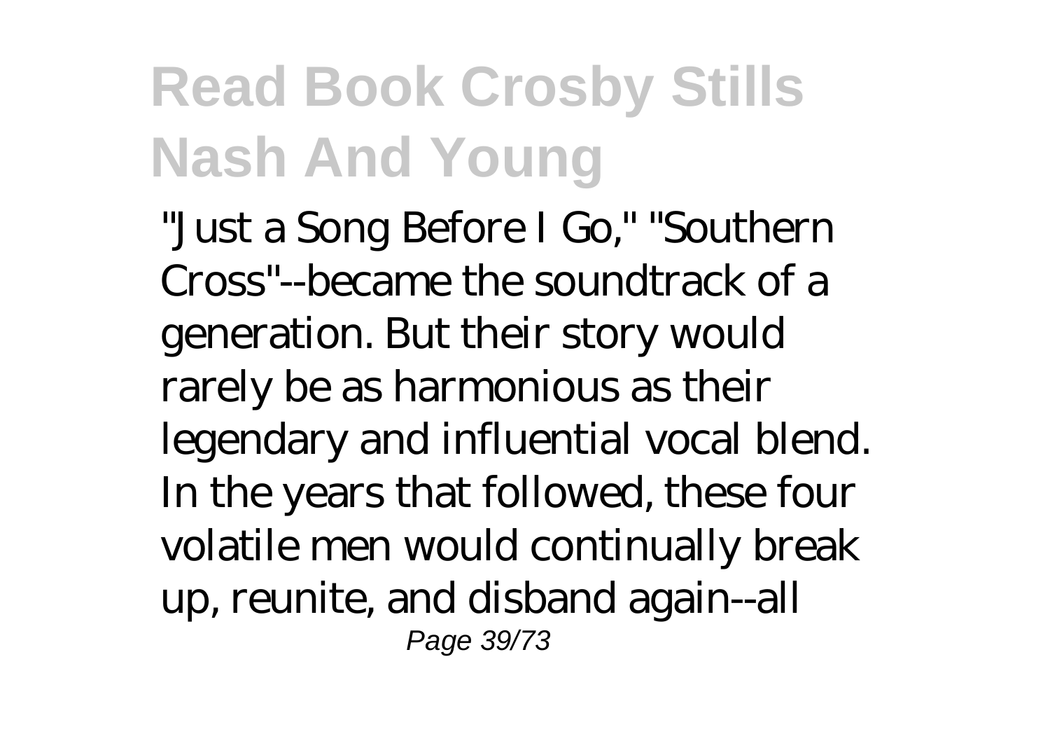"Just a Song Before I Go," "Southern Cross"--became the soundtrack of a generation. But their story would rarely be as harmonious as their legendary and influential vocal blend. In the years that followed, these four volatile men would continually break up, reunite, and disband again--all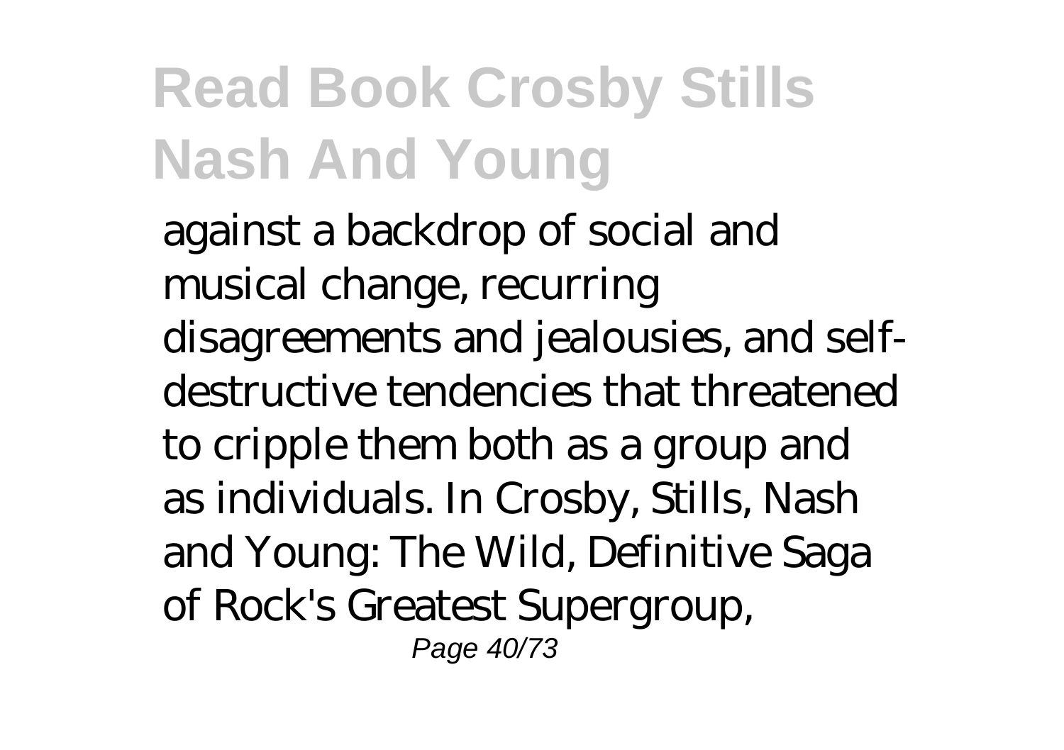against a backdrop of social and musical change, recurring disagreements and jealousies, and self-destructive tendencies that threatened to cripple them both as a group and as individuals. In Crosby, Stills, Nash and Young: The Wild, Definitive Saga of Rock's Greatest Supergroup,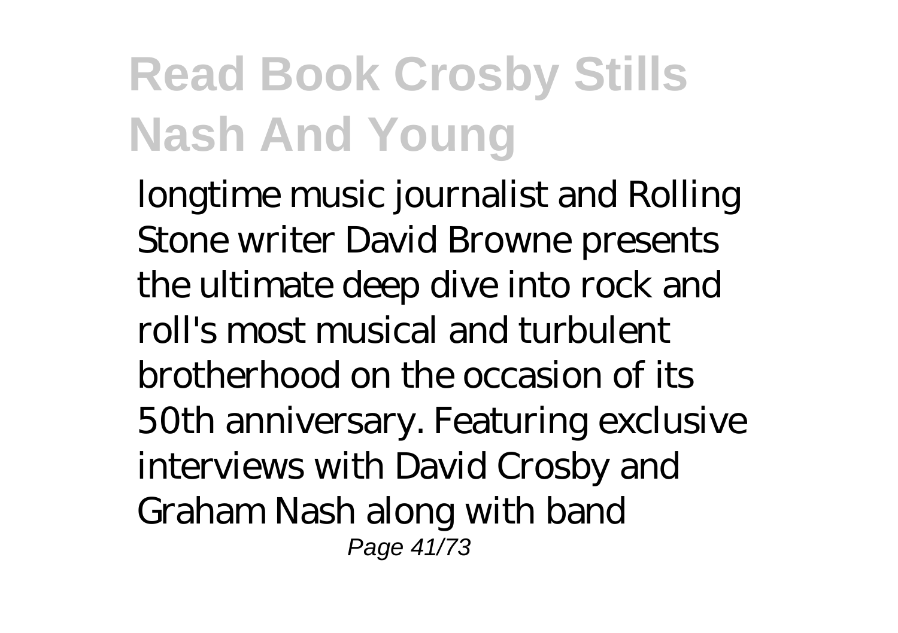longtime music journalist and Rolling Stone writer David Browne presents the ultimate deep dive into rock and roll's most musical and turbulent brotherhood on the occasion of its 50th anniversary. Featuring exclusive interviews with David Crosby and Graham Nash along with band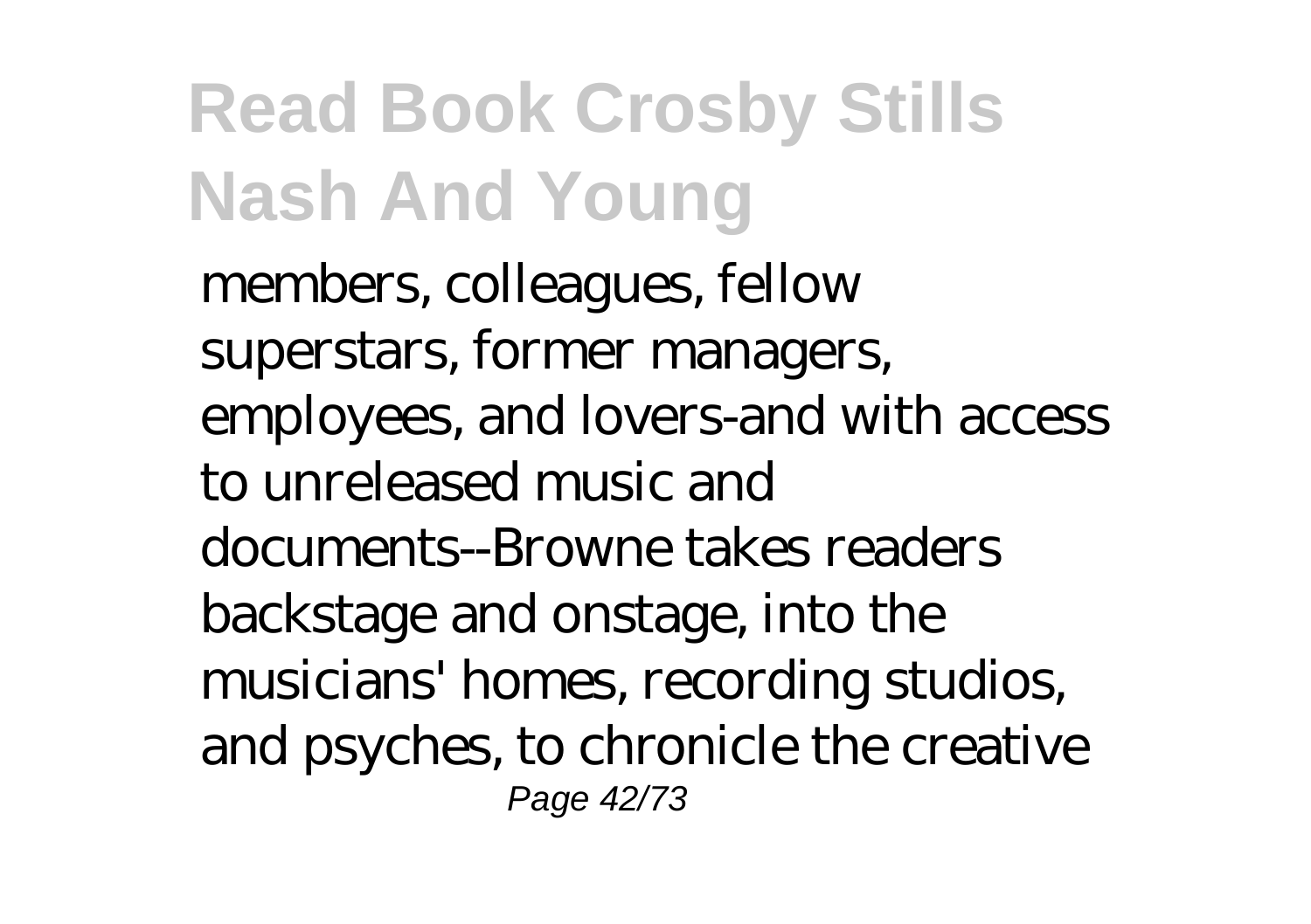members, colleagues, fellow superstars, former managers, employees, and lovers-and with access to unreleased music and documents--Browne takes readers backstage and onstage, into the musicians' homes, recording studios, and psyches, to chronicle the creative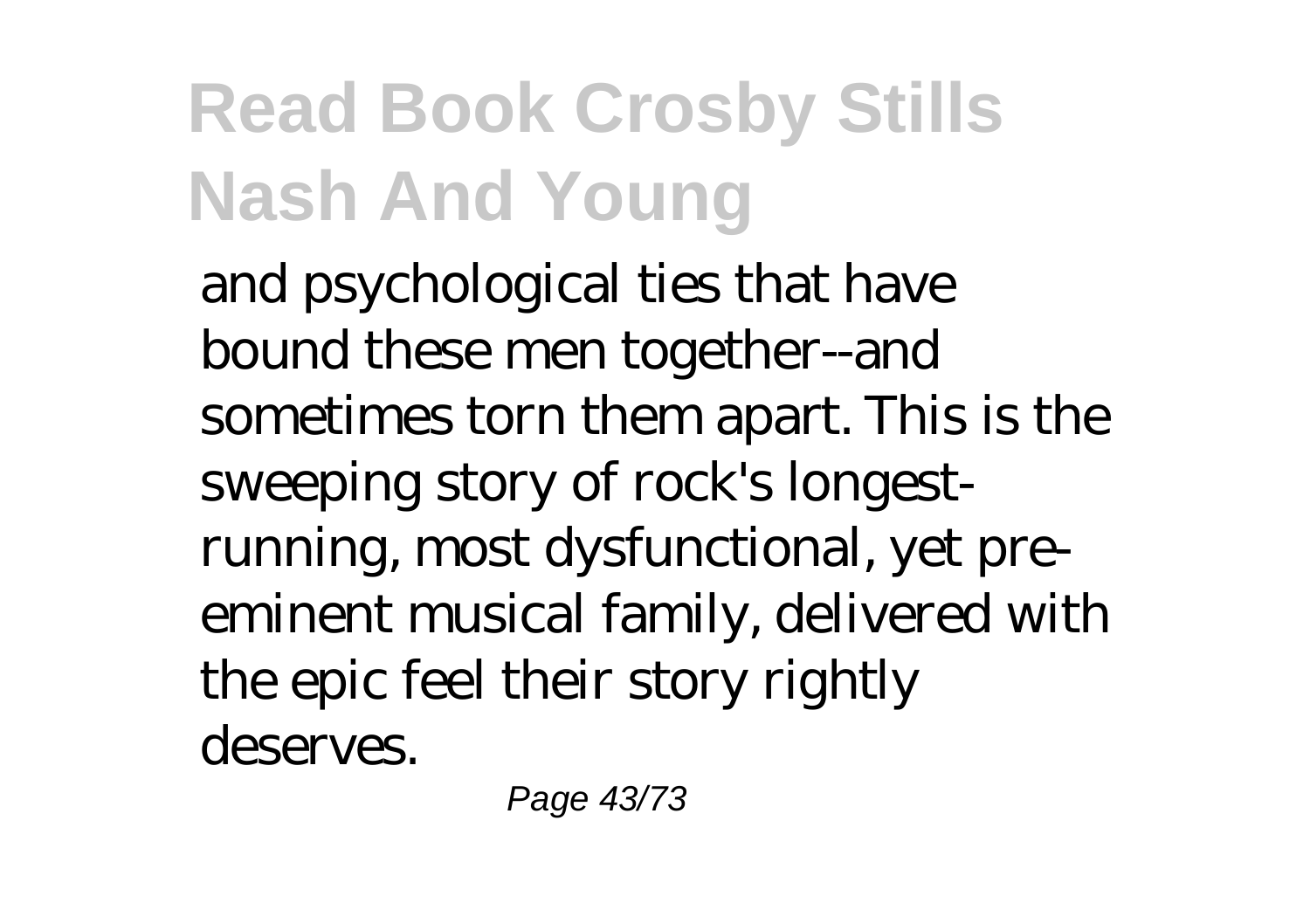and psychological ties that have bound these men together--and sometimes torn them apart. This is the sweeping story of rock's longest-running, most dysfunctional, yet pre-eminent musical family, delivered with the epic feel their story rightly deserves.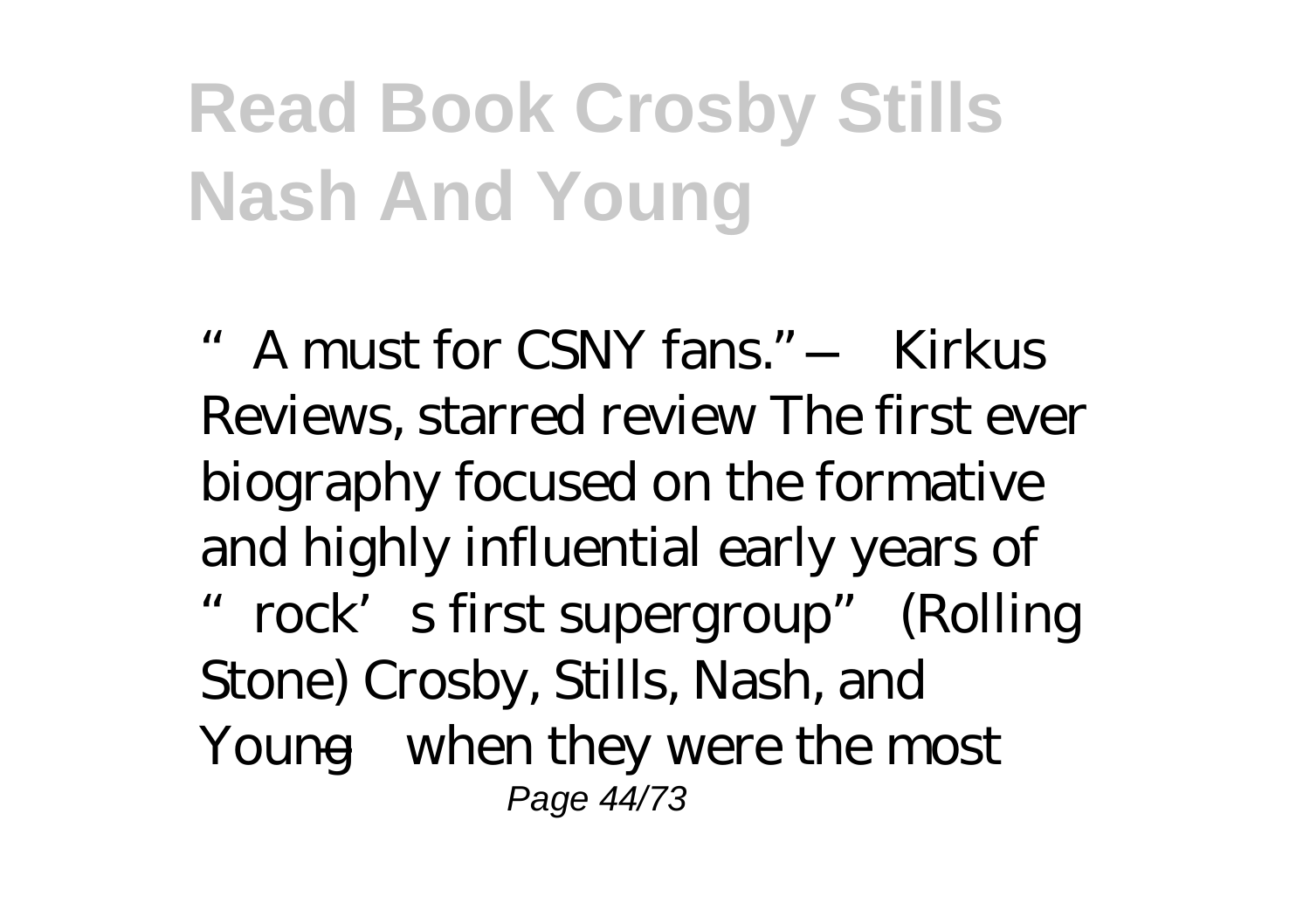# Read Book Crosby Stills Nash And Young

"A must for CSNY fans."—Kirkus Reviews, starred review The first ever biography focused on the formative and highly influential early years of "rock's first supergroup" (Rolling Stone) Crosby, Stills, Nash, and Young—when they were the most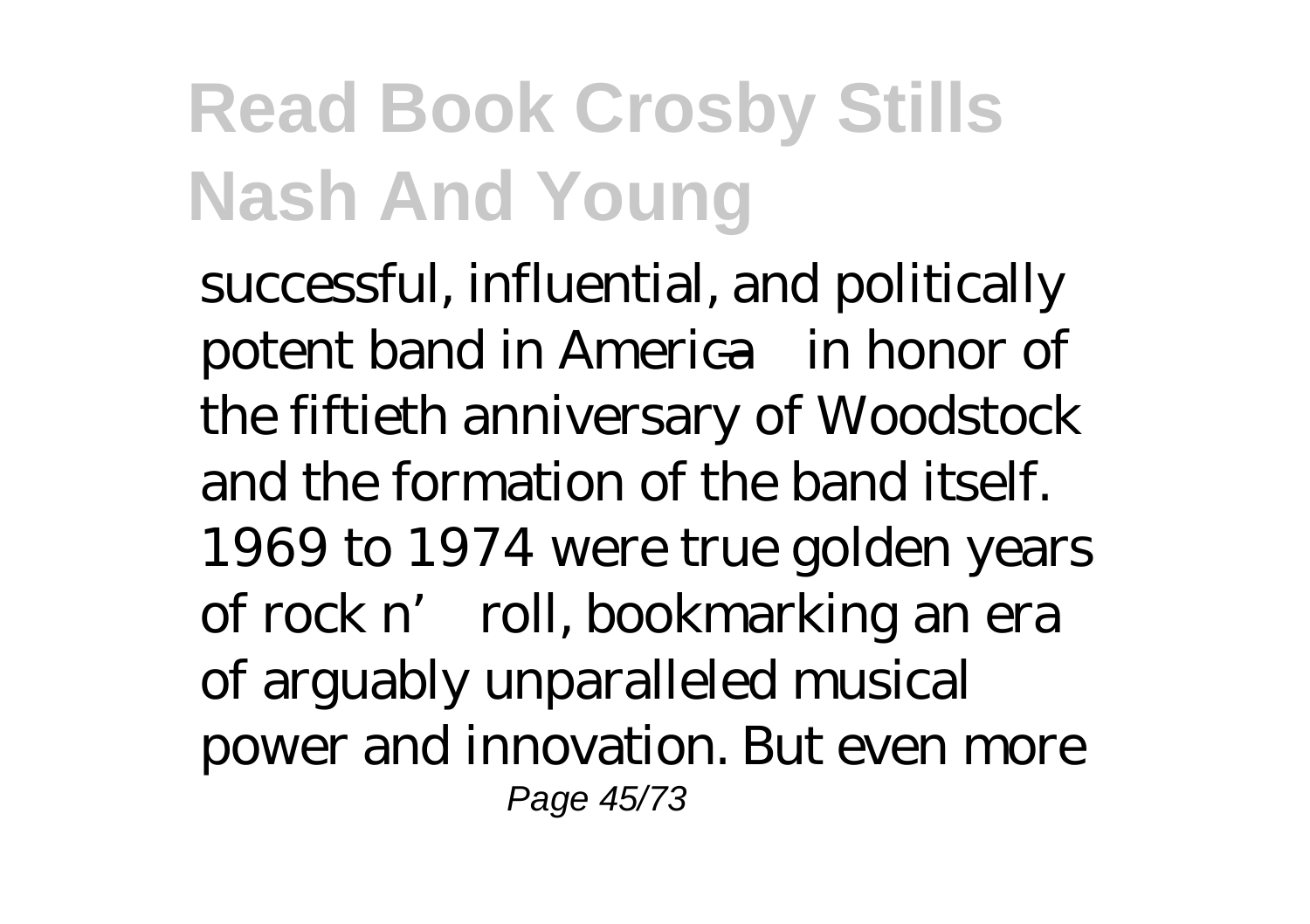successful, influential, and politically potent band in America—in honor of the fiftieth anniversary of Woodstock and the formation of the band itself. 1969 to 1974 were true golden years of rock n' roll, bookmarking an era of arguably unparalleled musical power and innovation. But even more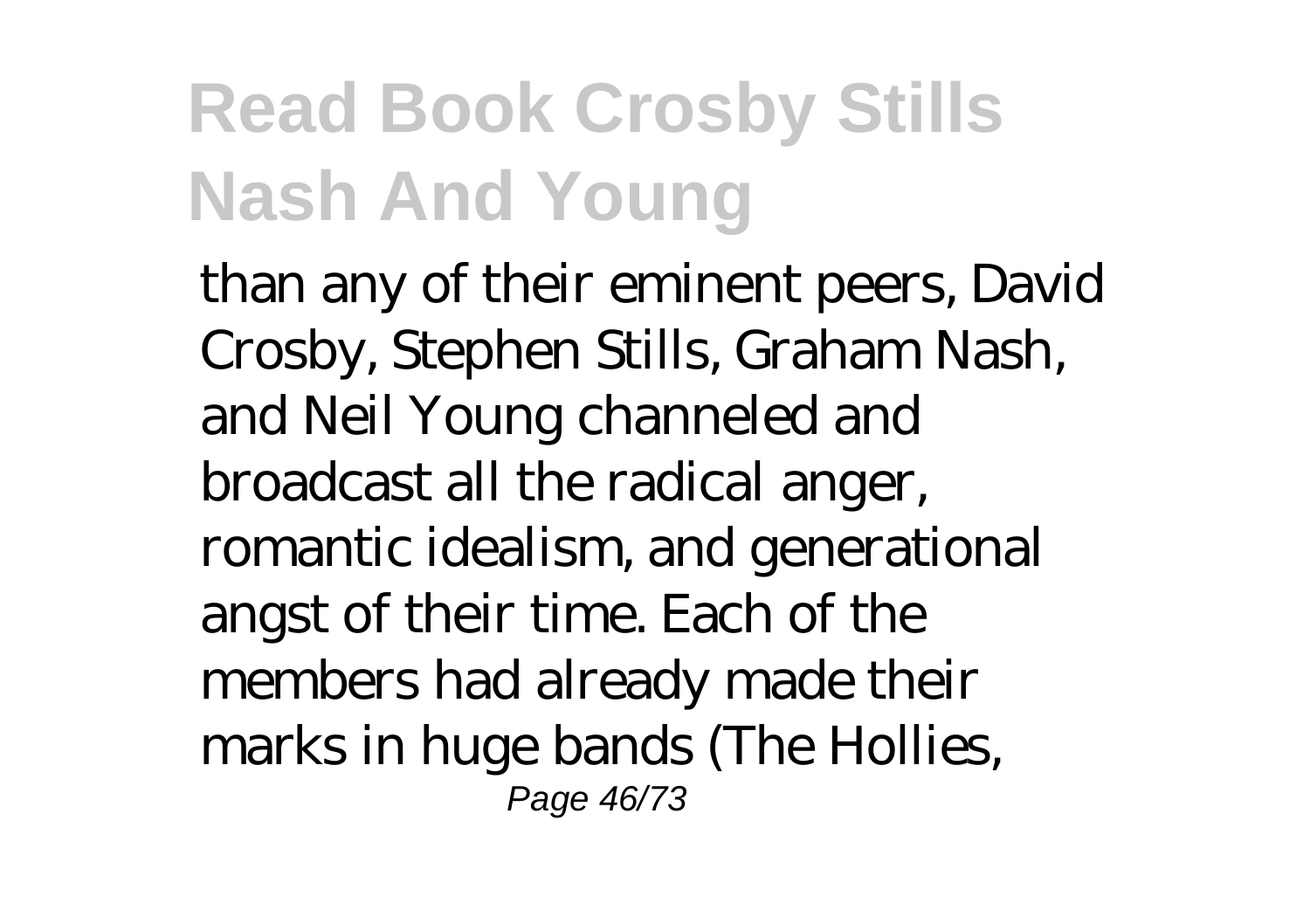than any of their eminent peers, David Crosby, Stephen Stills, Graham Nash, and Neil Young channeled and broadcast all the radical anger, romantic idealism, and generational angst of their time. Each of the members had already made their marks in huge bands (The Hollies,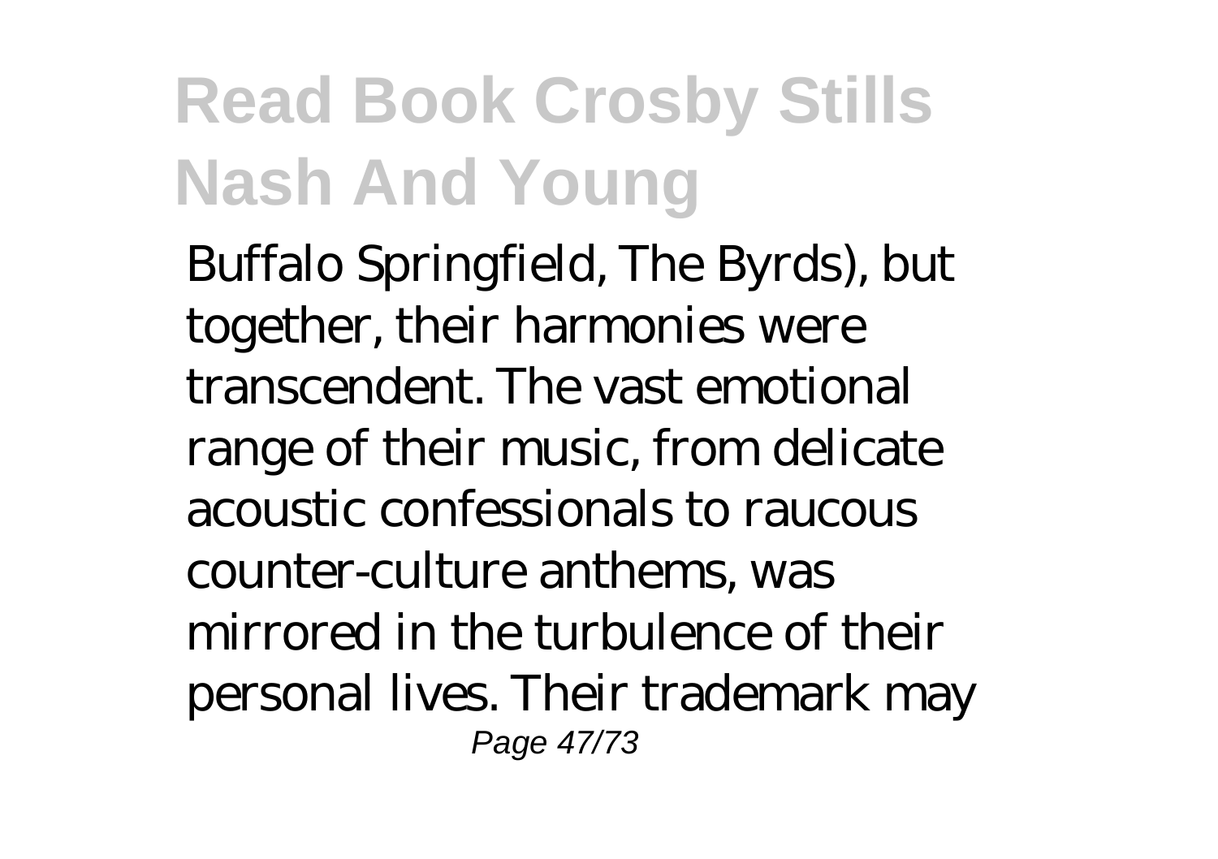Buffalo Springfield, The Byrds), but together, their harmonies were transcendent. The vast emotional range of their music, from delicate acoustic confessionals to raucous counter-culture anthems, was mirrored in the turbulence of their personal lives. Their trademark may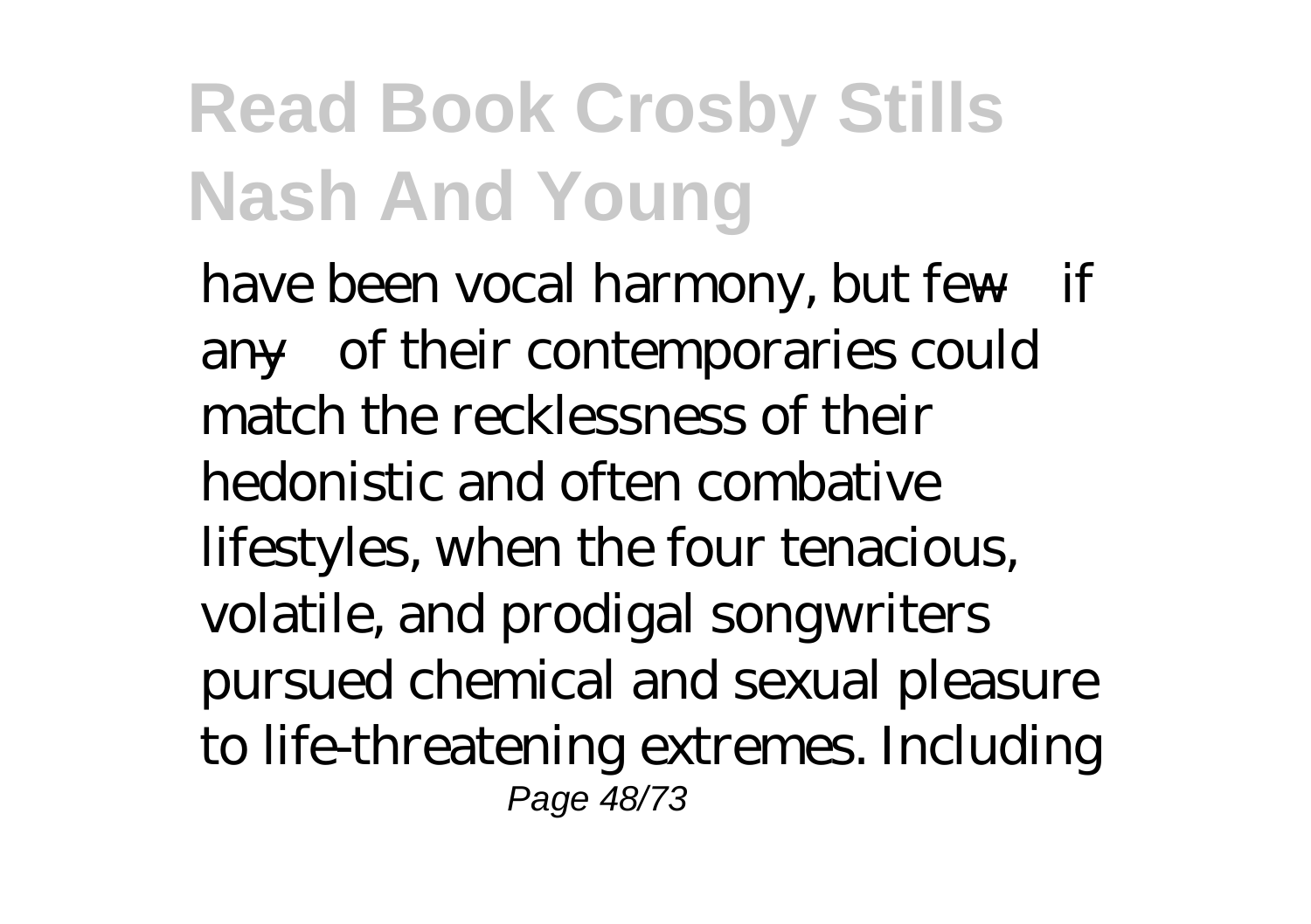have been vocal harmony, but few—if any—of their contemporaries could match the recklessness of their hedonistic and often combative lifestyles, when the four tenacious, volatile, and prodigal songwriters pursued chemical and sexual pleasure to life-threatening extremes. Including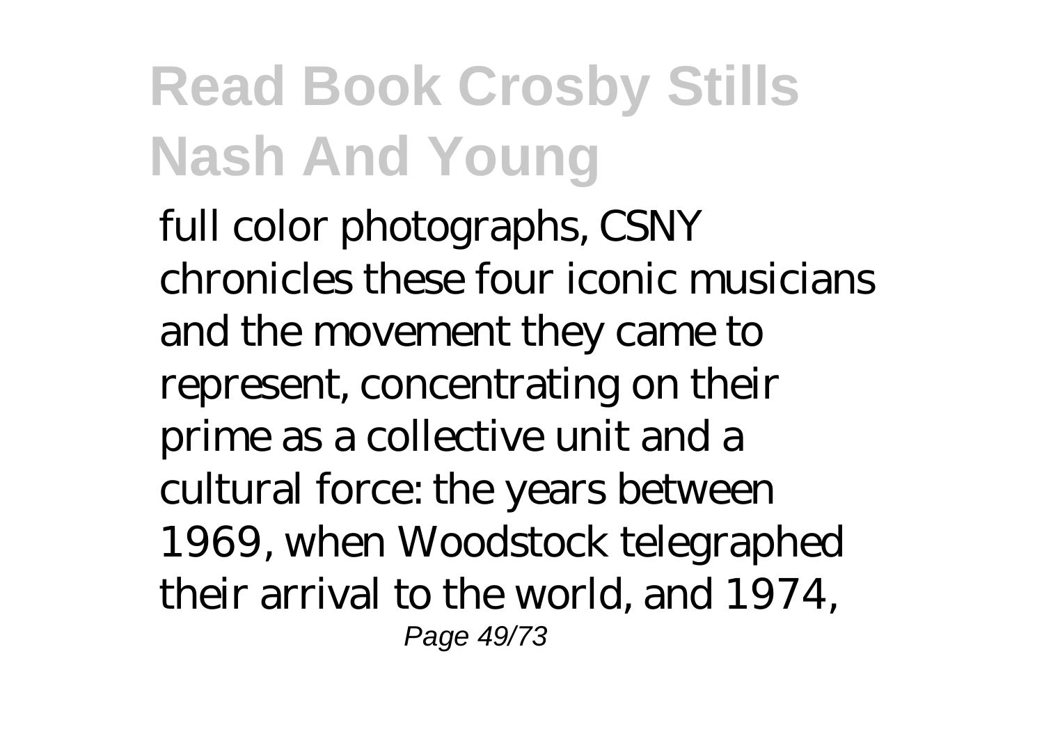full color photographs, CSNY chronicles these four iconic musicians and the movement they came to represent, concentrating on their prime as a collective unit and a cultural force: the years between 1969, when Woodstock telegraphed their arrival to the world, and 1974,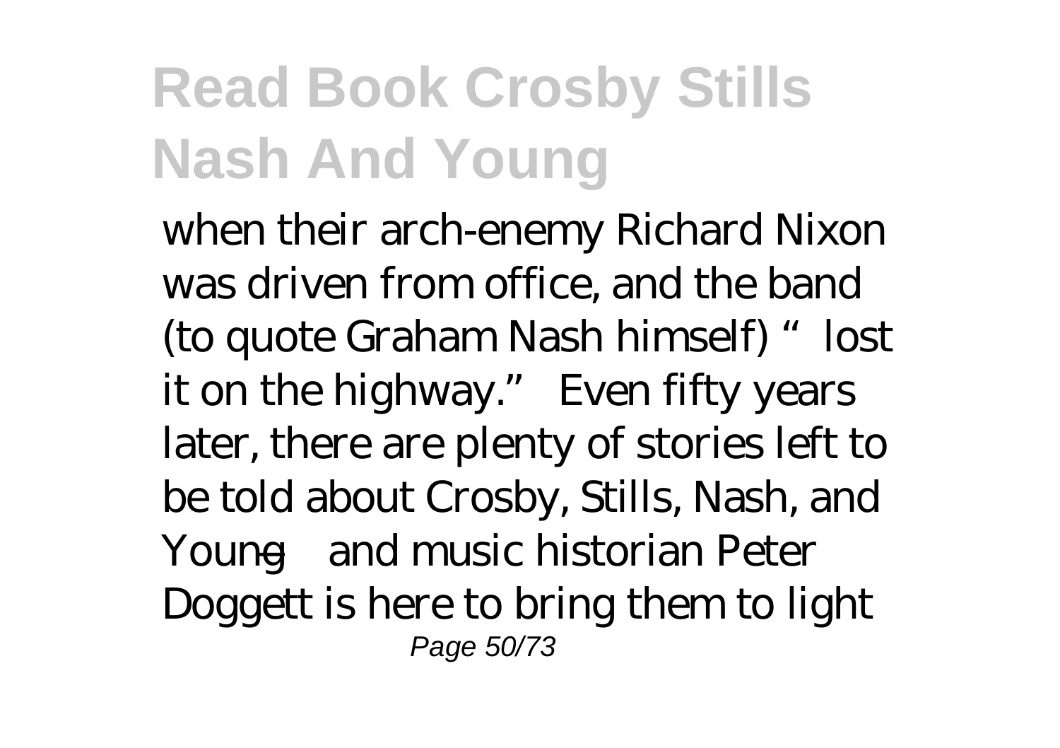when their arch-enemy Richard Nixon was driven from office, and the band (to quote Graham Nash himself) "lost it on the highway." Even fifty years later, there are plenty of stories left to be told about Crosby, Stills, Nash, and Young—and music historian Peter Doggett is here to bring them to light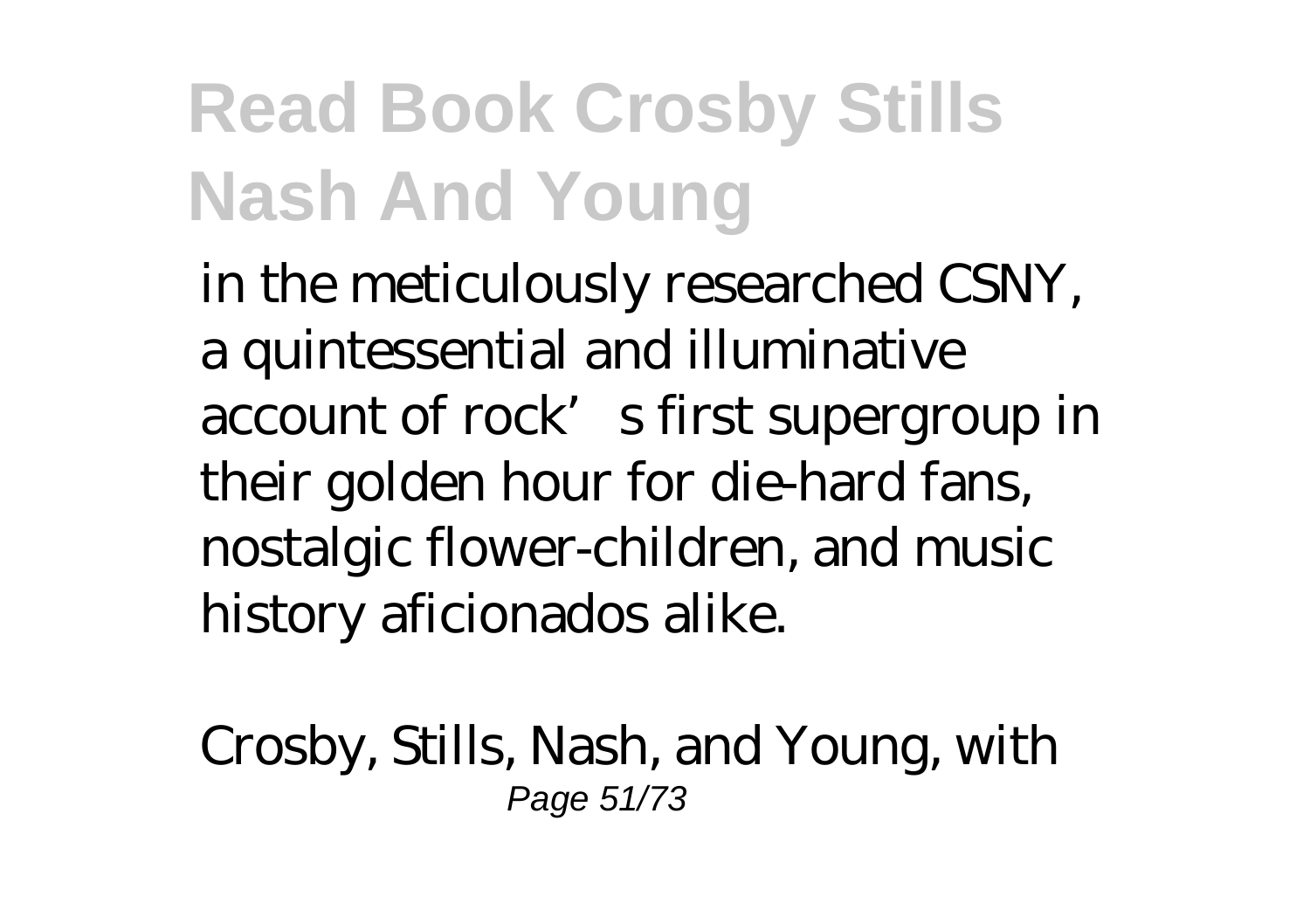in the meticulously researched CSNY, a quintessential and illuminative account of rock's first supergroup in their golden hour for die-hard fans, nostalgic flower-children, and music history aficionados alike.

Crosby, Stills, Nash, and Young, with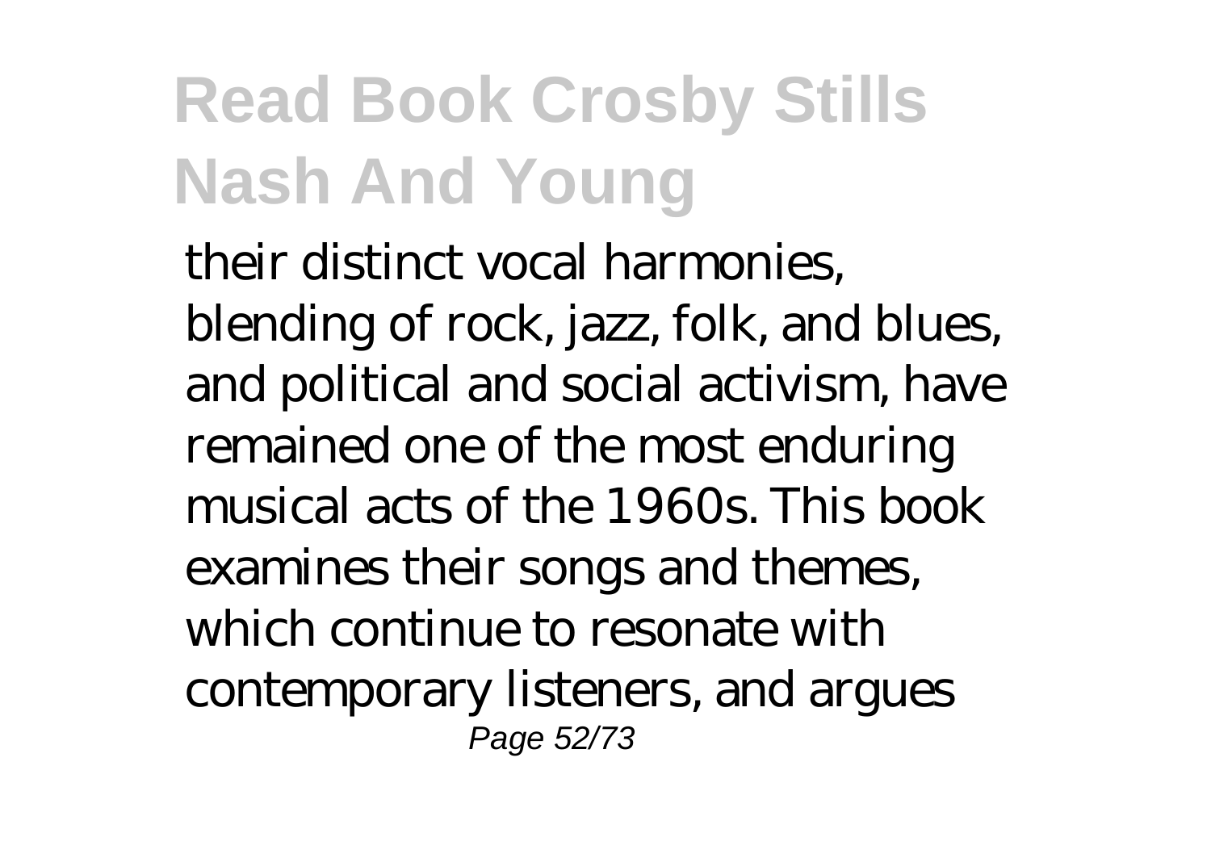their distinct vocal harmonies, blending of rock, jazz, folk, and blues, and political and social activism, have remained one of the most enduring musical acts of the 1960s. This book examines their songs and themes, which continue to resonate with contemporary listeners, and argues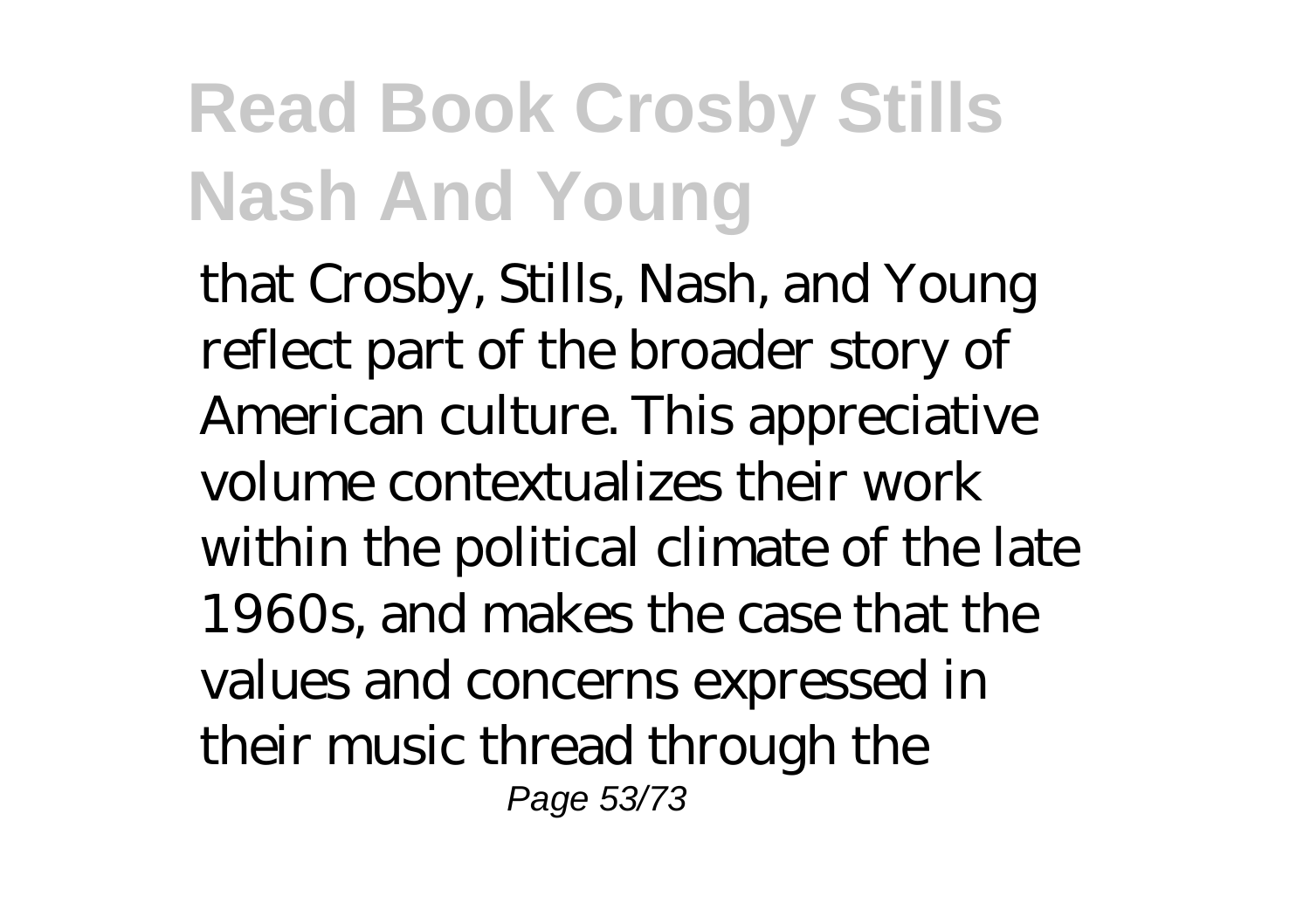that Crosby, Stills, Nash, and Young reflect part of the broader story of American culture. This appreciative volume contextualizes their work within the political climate of the late 1960s, and makes the case that the values and concerns expressed in their music thread through the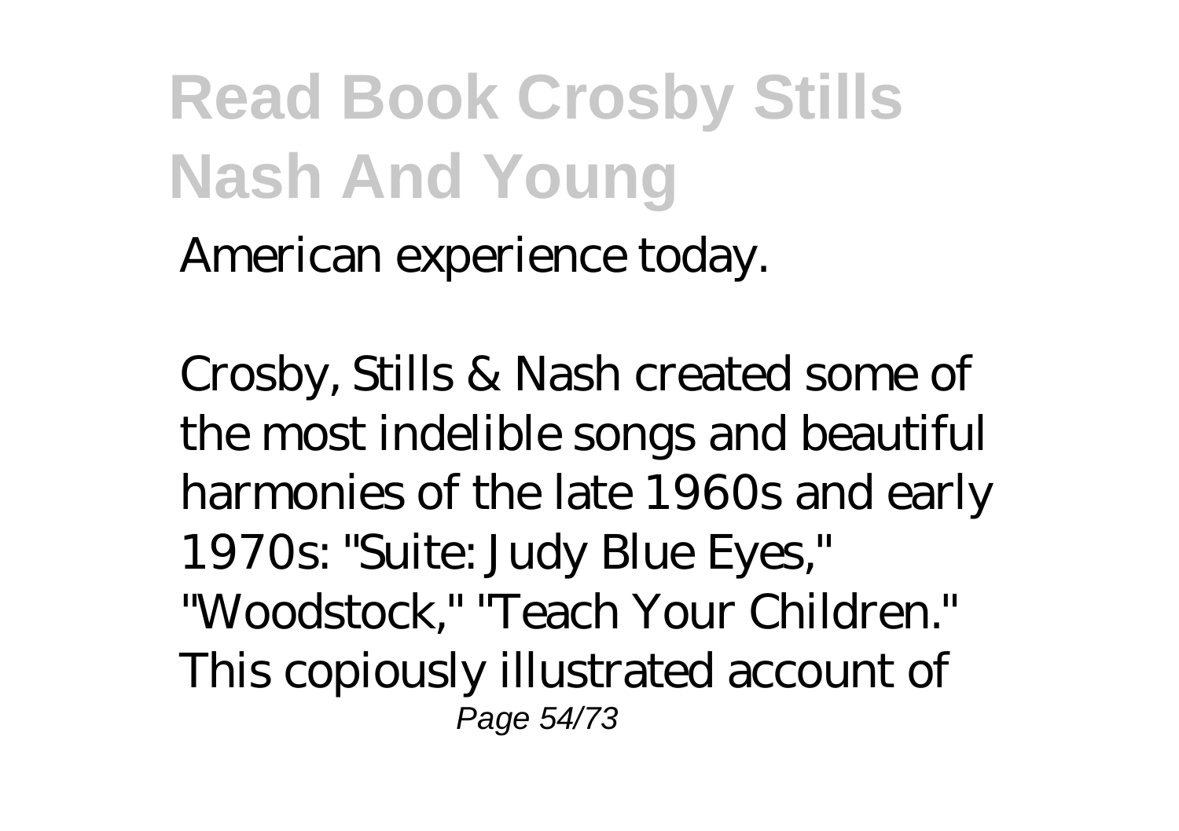American experience today.

Crosby, Stills & Nash created some of the most indelible songs and beautiful harmonies of the late 1960s and early 1970s: "Suite: Judy Blue Eyes," "Woodstock," "Teach Your Children." This copiously illustrated account of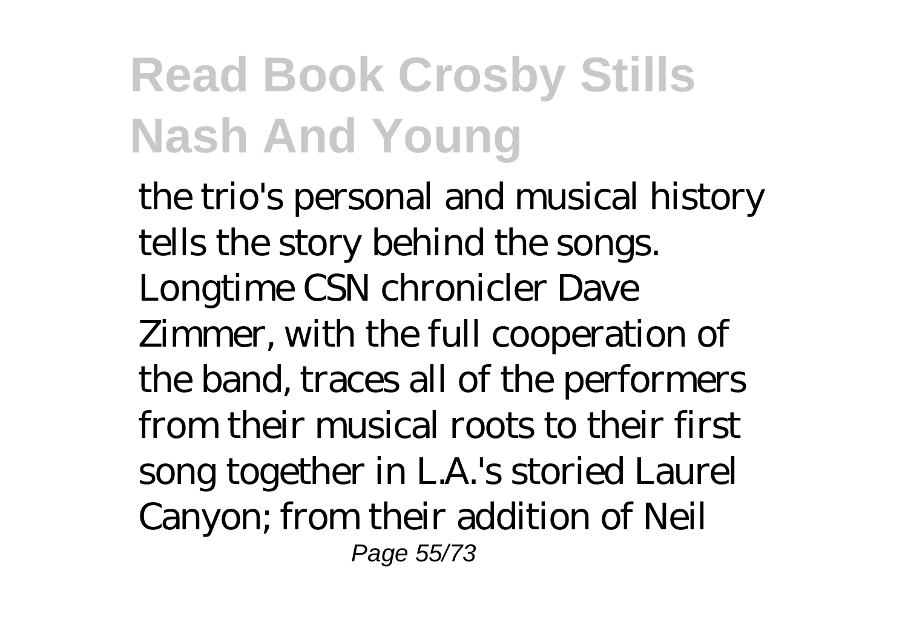the trio's personal and musical history tells the story behind the songs. Longtime CSN chronicler Dave Zimmer, with the full cooperation of the band, traces all of the performers from their musical roots to their first song together in L.A.'s storied Laurel Canyon; from their addition of Neil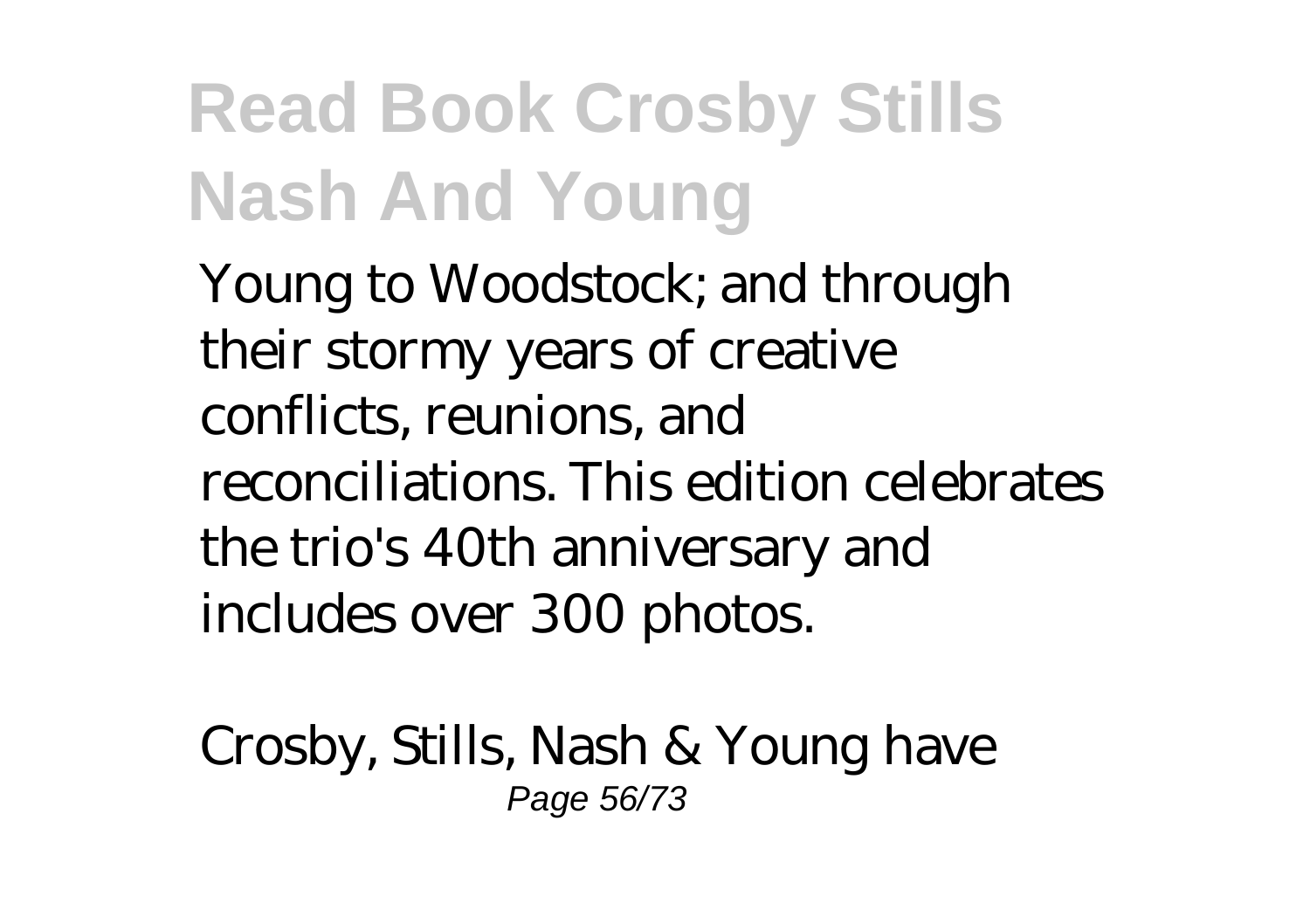Young to Woodstock; and through their stormy years of creative conflicts, reunions, and reconciliations. This edition celebrates the trio's 40th anniversary and includes over 300 photos.

Crosby, Stills, Nash & Young have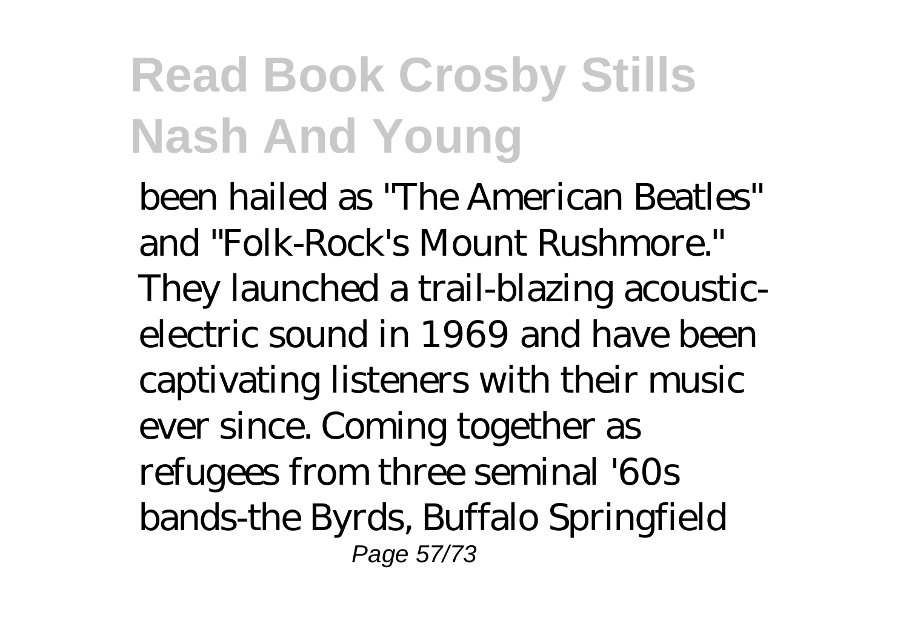been hailed as "The American Beatles" and "Folk-Rock's Mount Rushmore." They launched a trail-blazing acoustic-electric sound in 1969 and have been captivating listeners with their music ever since. Coming together as refugees from three seminal '60s bands-the Byrds, Buffalo Springfield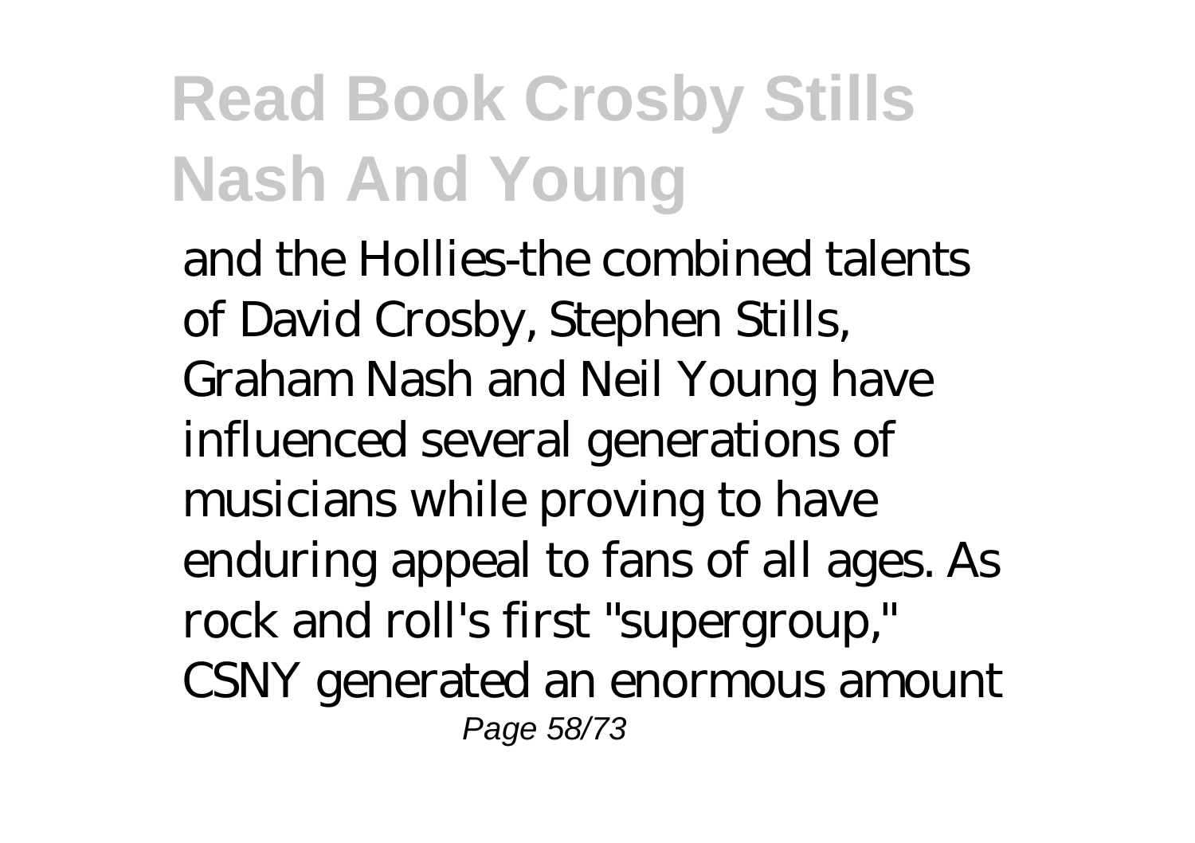and the Hollies-the combined talents of David Crosby, Stephen Stills, Graham Nash and Neil Young have influenced several generations of musicians while proving to have enduring appeal to fans of all ages. As rock and roll's first "supergroup," CSNY generated an enormous amount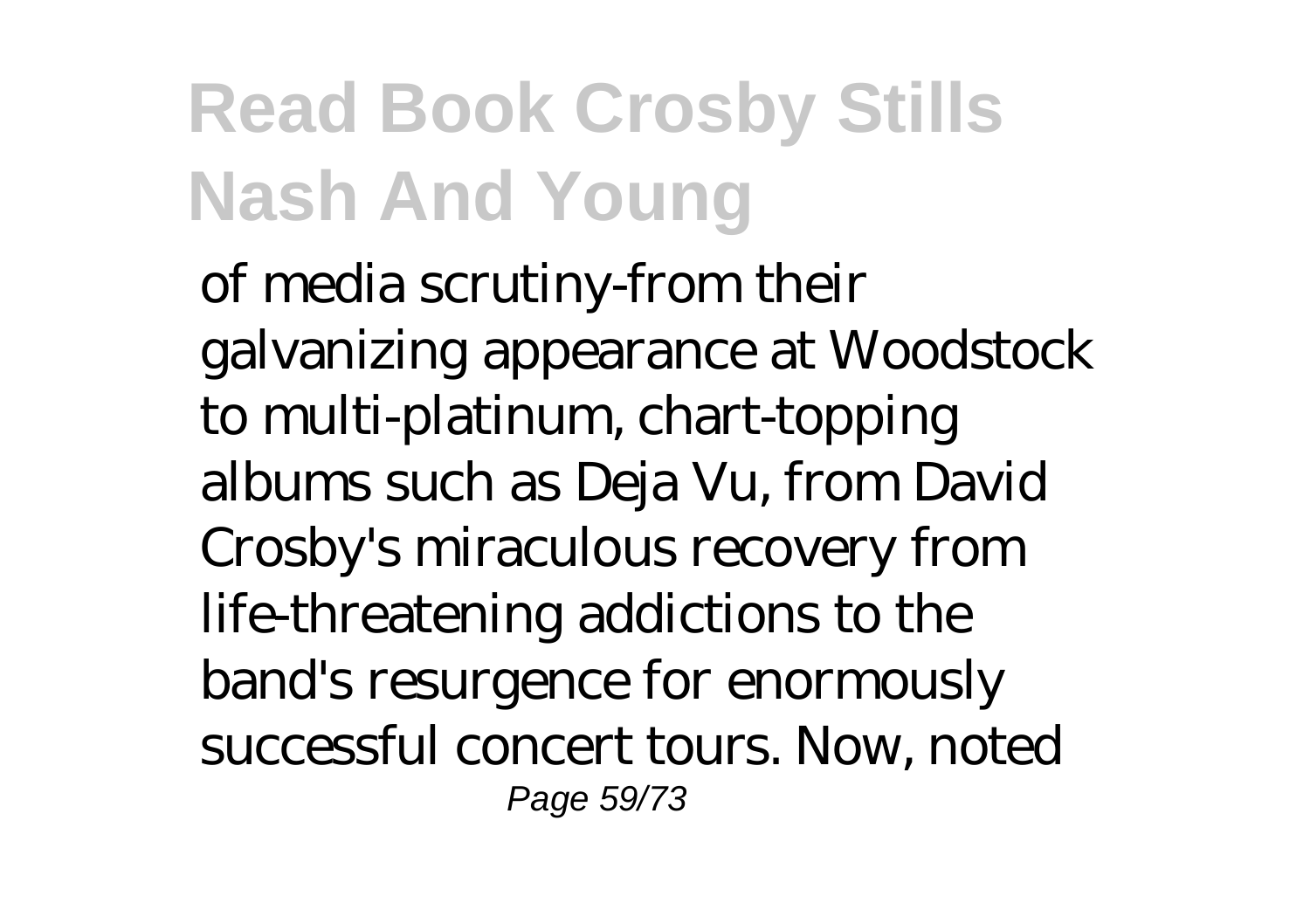of media scrutiny-from their galvanizing appearance at Woodstock to multi-platinum, chart-topping albums such as Deja Vu, from David Crosby's miraculous recovery from life-threatening addictions to the band's resurgence for enormously successful concert tours. Now, noted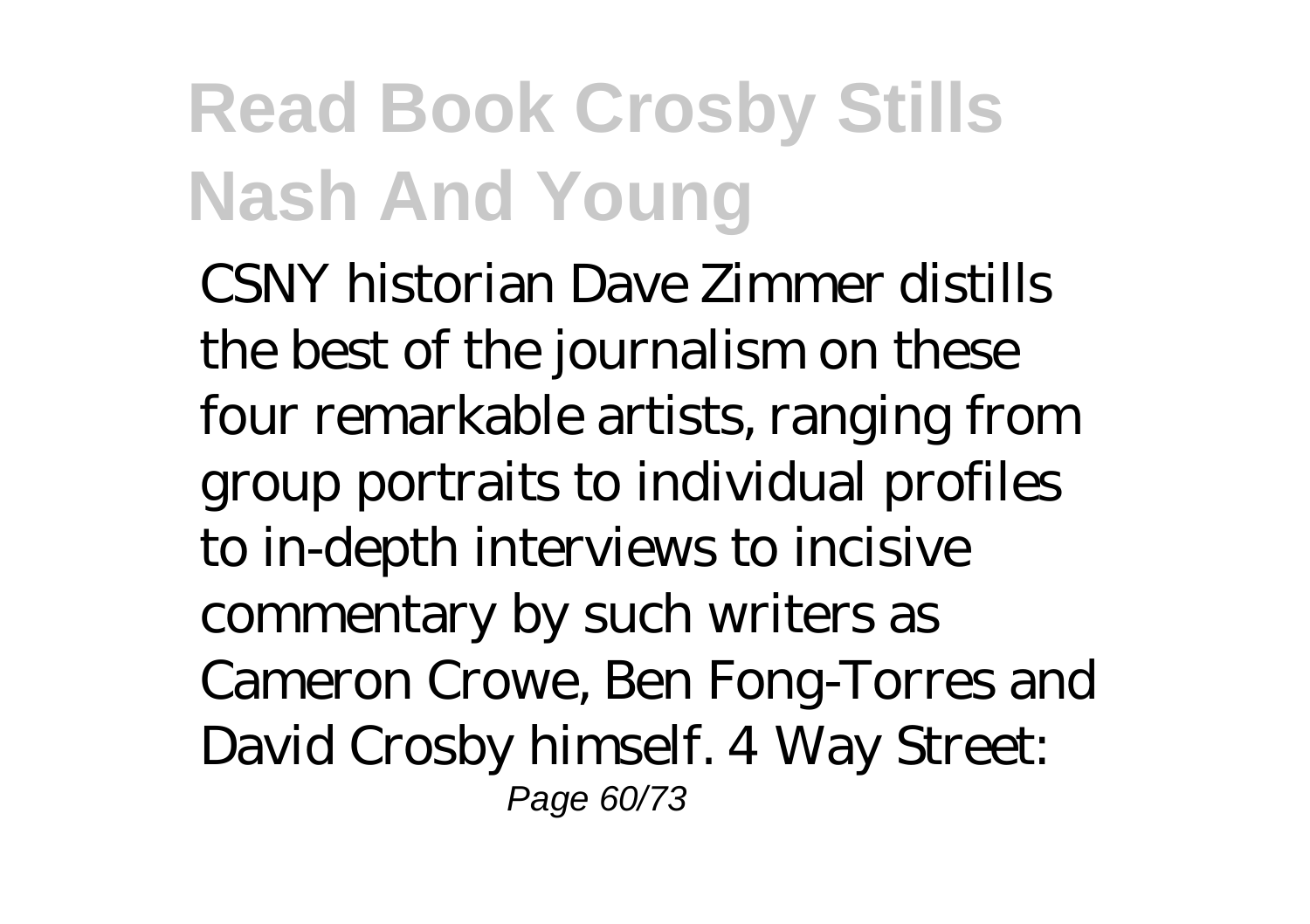CSNY historian Dave Zimmer distills the best of the journalism on these four remarkable artists, ranging from group portraits to individual profiles to in-depth interviews to incisive commentary by such writers as Cameron Crowe, Ben Fong-Torres and David Crosby himself. 4 Way Street: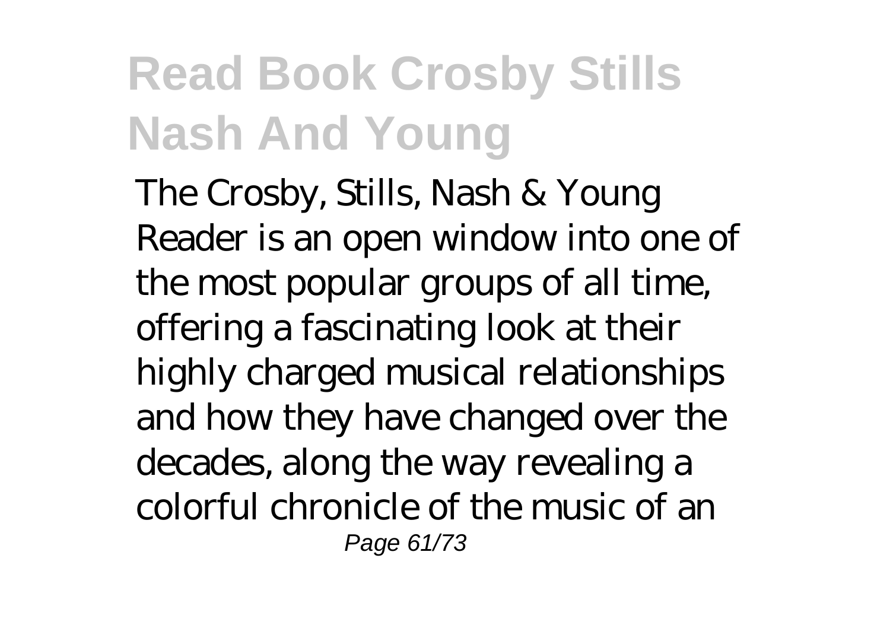The Crosby, Stills, Nash & Young Reader is an open window into one of the most popular groups of all time, offering a fascinating look at their highly charged musical relationships and how they have changed over the decades, along the way revealing a colorful chronicle of the music of an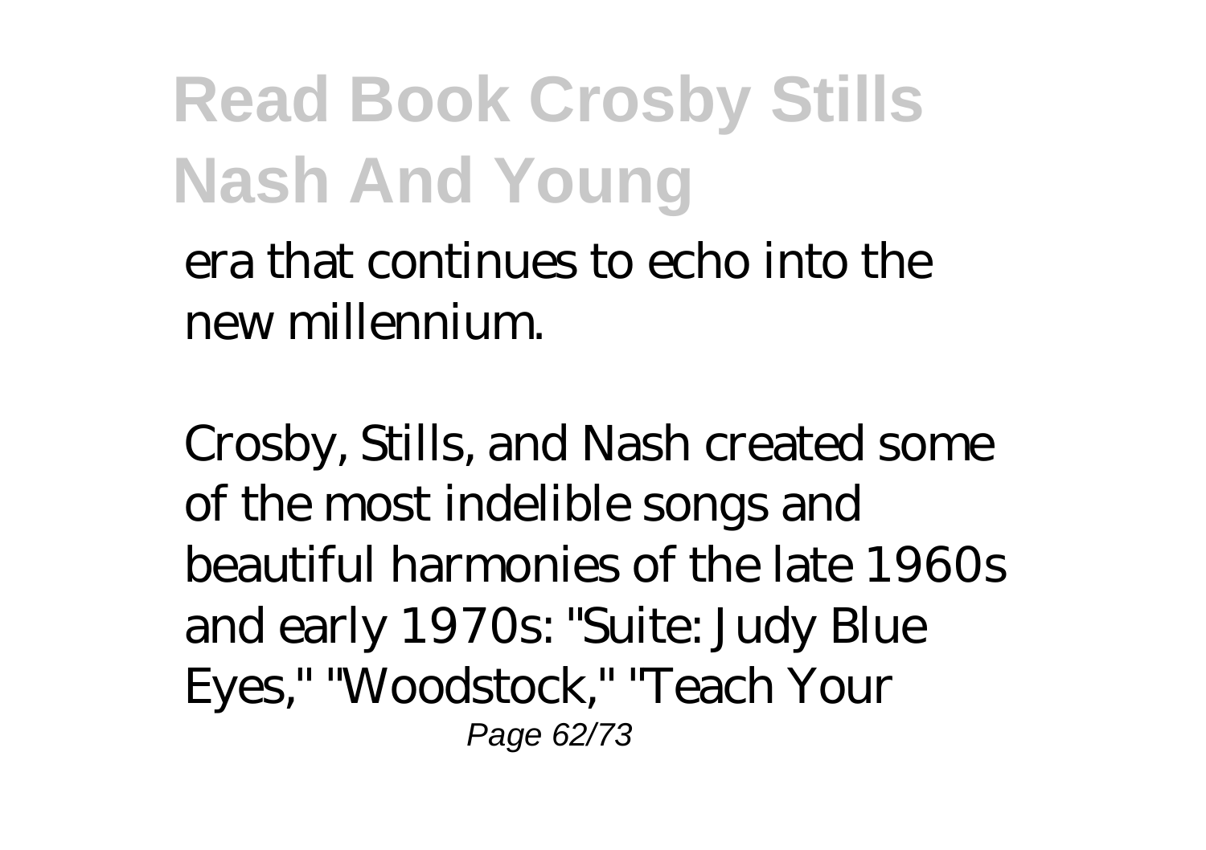era that continues to echo into the new millennium.

Crosby, Stills, and Nash created some of the most indelible songs and beautiful harmonies of the late 1960s and early 1970s: "Suite: Judy Blue Eyes," "Woodstock," "Teach Your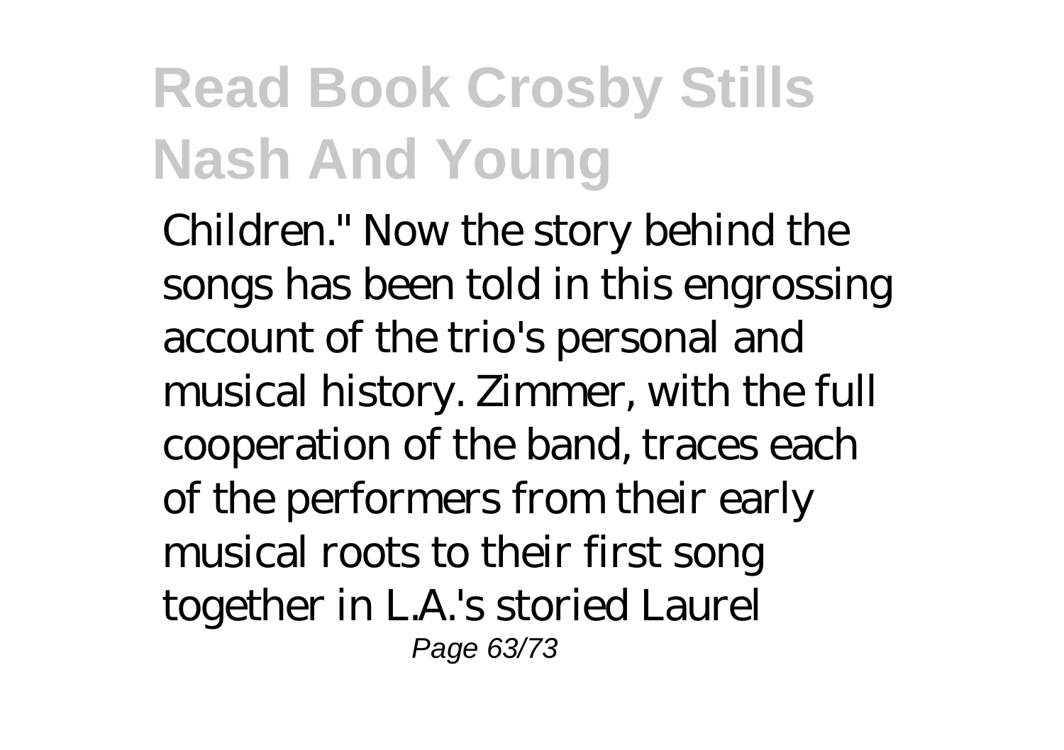Children." Now the story behind the songs has been told in this engrossing account of the trio's personal and musical history. Zimmer, with the full cooperation of the band, traces each of the performers from their early musical roots to their first song together in L.A.'s storied Laurel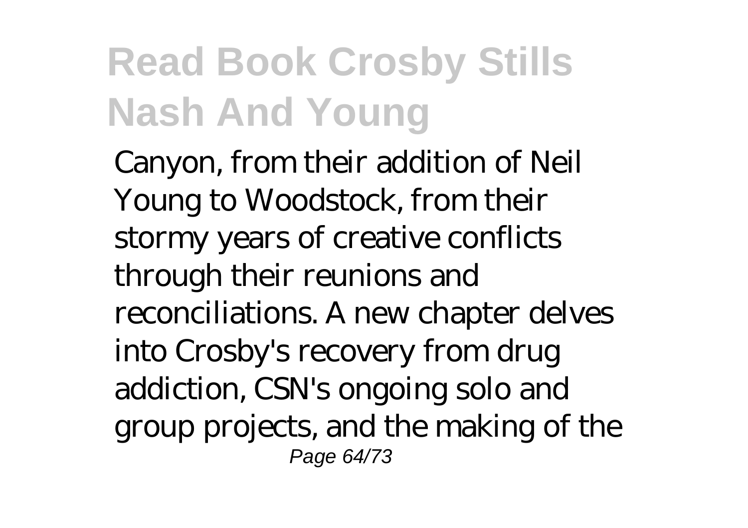Canyon, from their addition of Neil Young to Woodstock, from their stormy years of creative conflicts through their reunions and reconciliations. A new chapter delves into Crosby's recovery from drug addiction, CSN's ongoing solo and group projects, and the making of the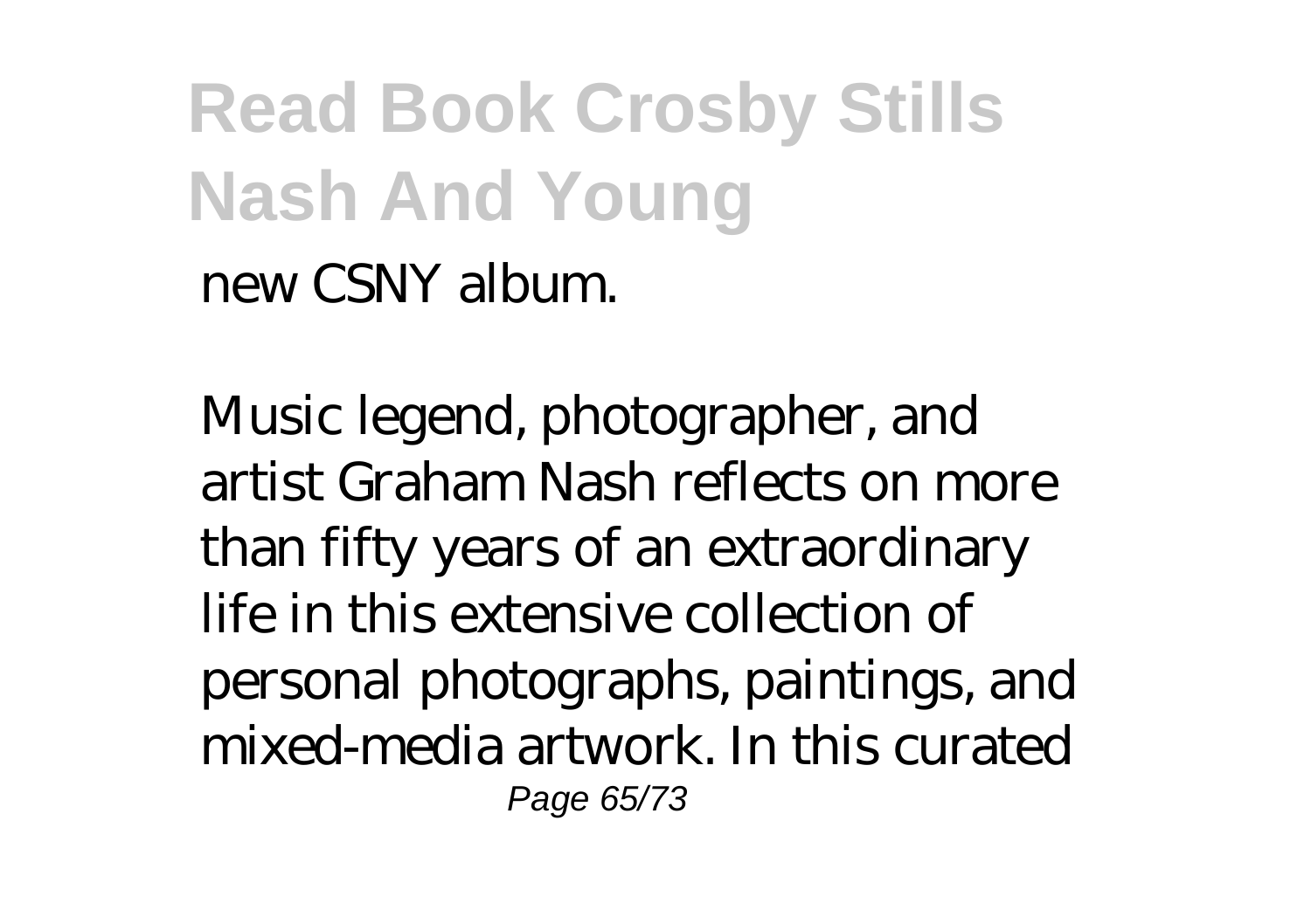new CSNY album.

Music legend, photographer, and artist Graham Nash reflects on more than fifty years of an extraordinary life in this extensive collection of personal photographs, paintings, and mixed-media artwork. In this curated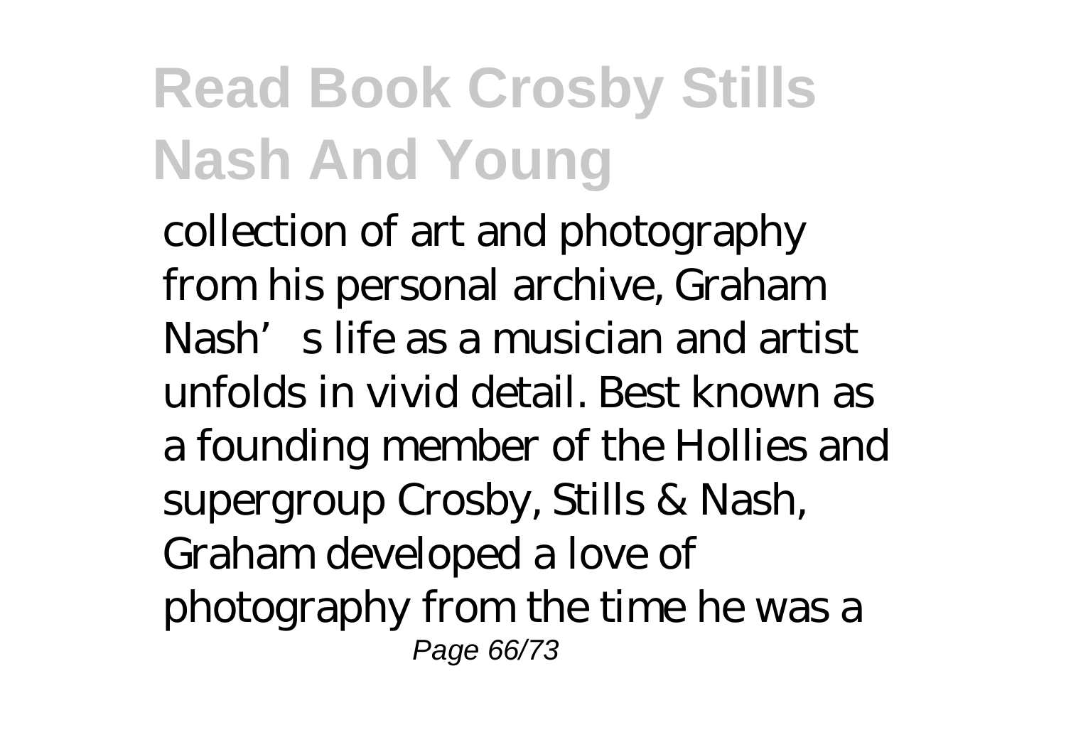collection of art and photography from his personal archive, Graham Nash's life as a musician and artist unfolds in vivid detail. Best known as a founding member of the Hollies and supergroup Crosby, Stills & Nash, Graham developed a love of photography from the time he was a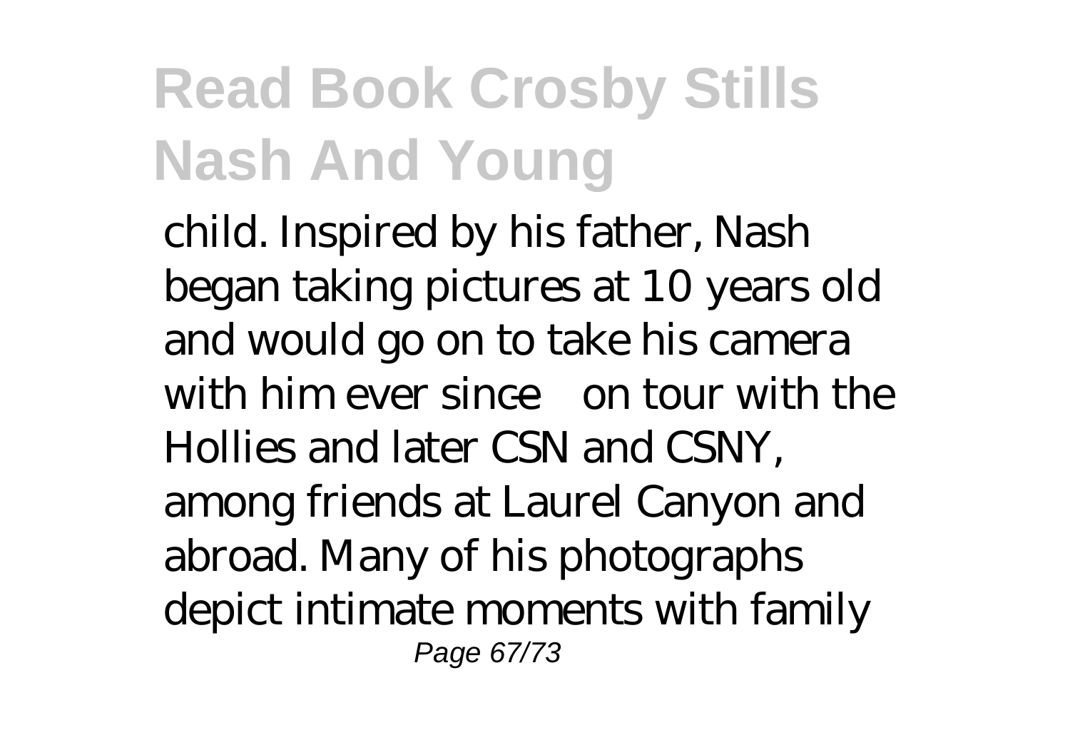child. Inspired by his father, Nash began taking pictures at 10 years old and would go on to take his camera with him ever since—on tour with the Hollies and later CSN and CSNY, among friends at Laurel Canyon and abroad. Many of his photographs depict intimate moments with family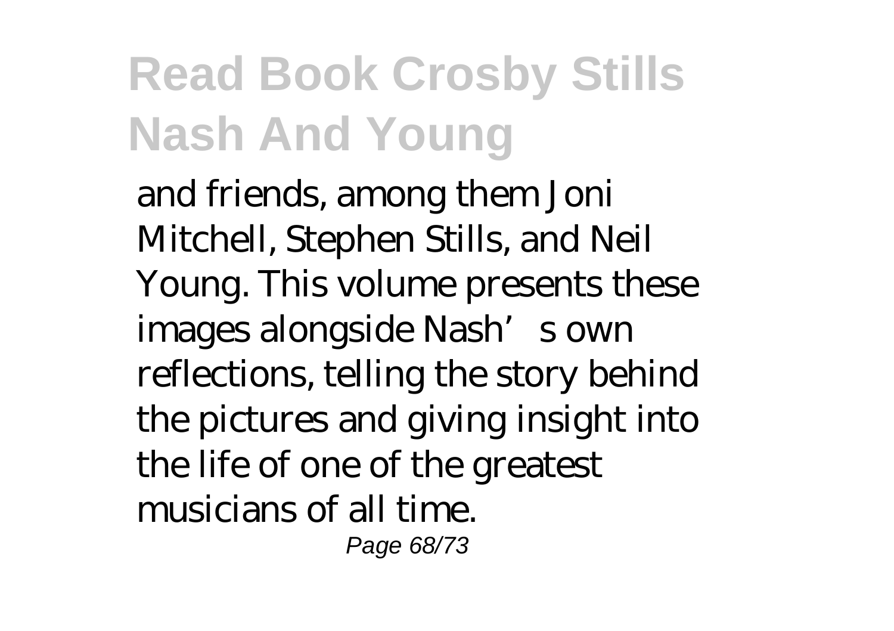and friends, among them Joni Mitchell, Stephen Stills, and Neil Young. This volume presents these images alongside Nash's own reflections, telling the story behind the pictures and giving insight into the life of one of the greatest musicians of all time.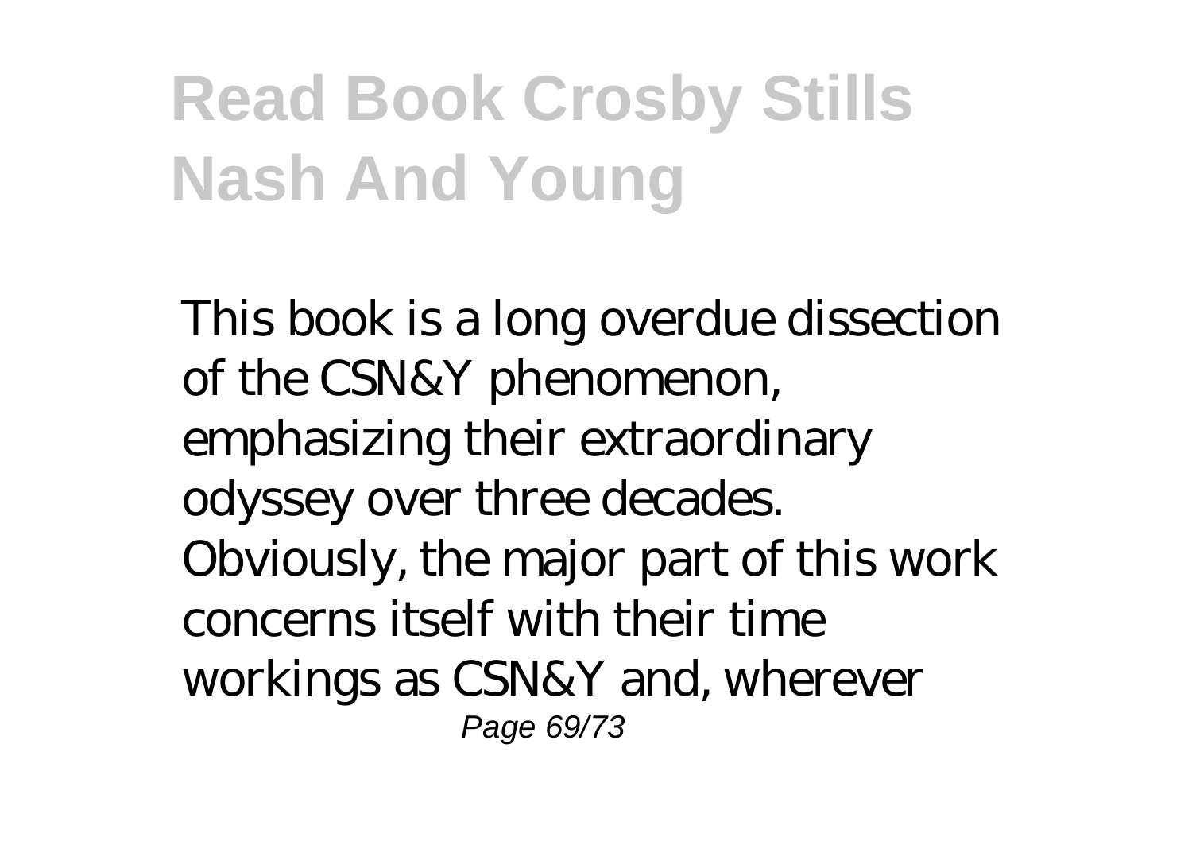# Read Book Crosby Stills Nash And Young

This book is a long overdue dissection of the CSN&Y phenomenon, emphasizing their extraordinary odyssey over three decades. Obviously, the major part of this work concerns itself with their time workings as CSN&Y and, wherever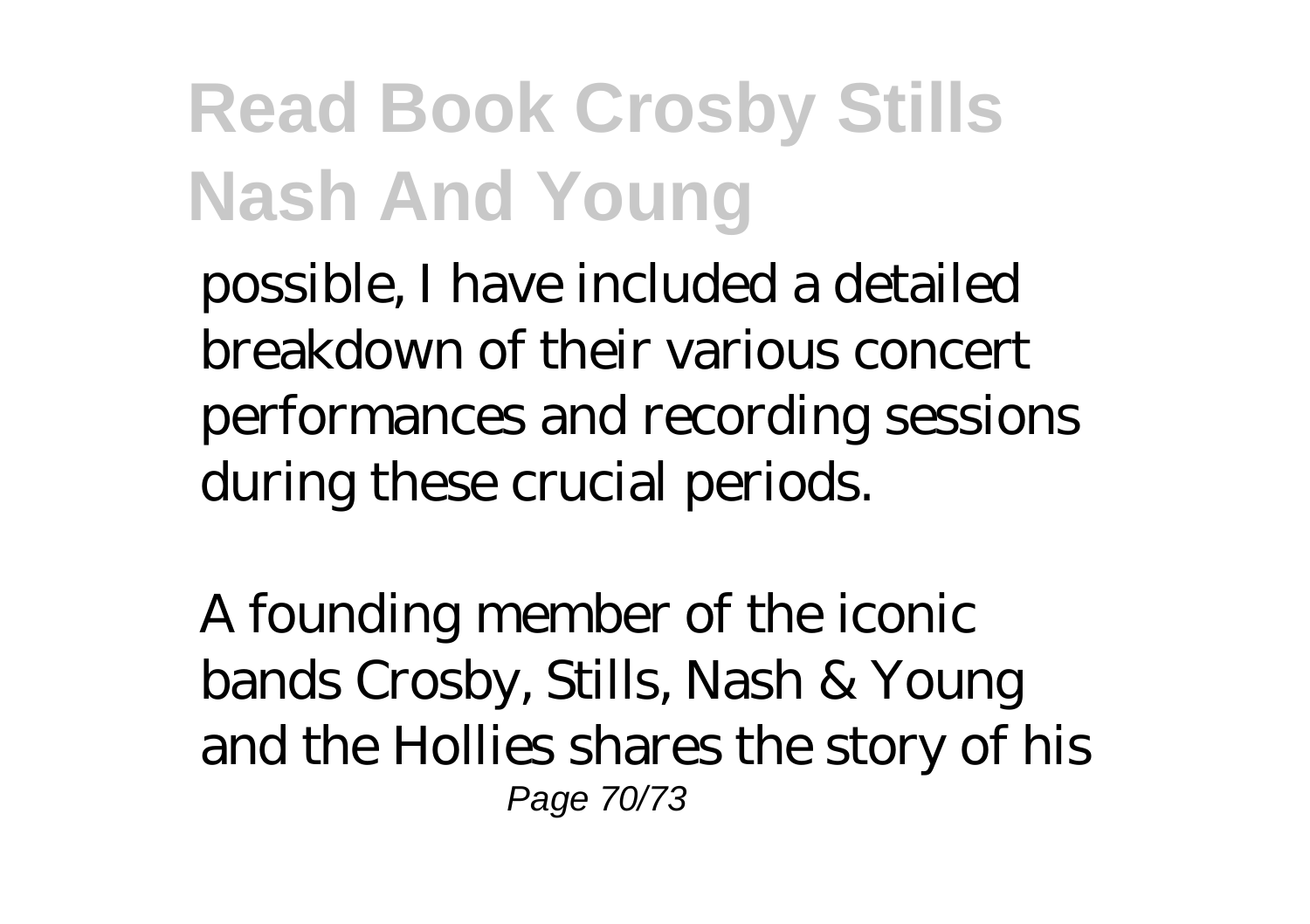possible, I have included a detailed breakdown of their various concert performances and recording sessions during these crucial periods.

A founding member of the iconic bands Crosby, Stills, Nash & Young and the Hollies shares the story of his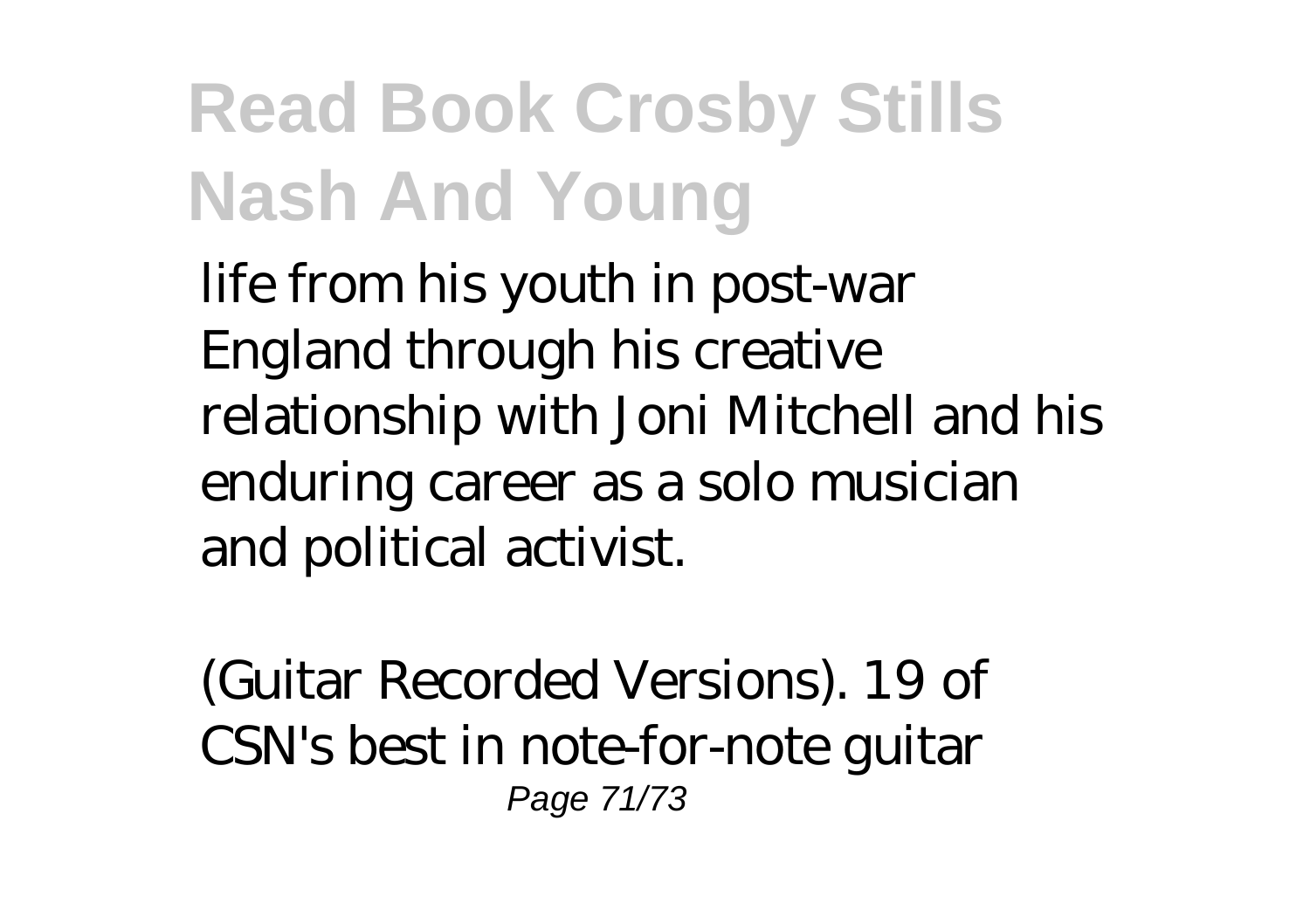life from his youth in post-war England through his creative relationship with Joni Mitchell and his enduring career as a solo musician and political activist.

(Guitar Recorded Versions). 19 of CSN's best in note-for-note guitar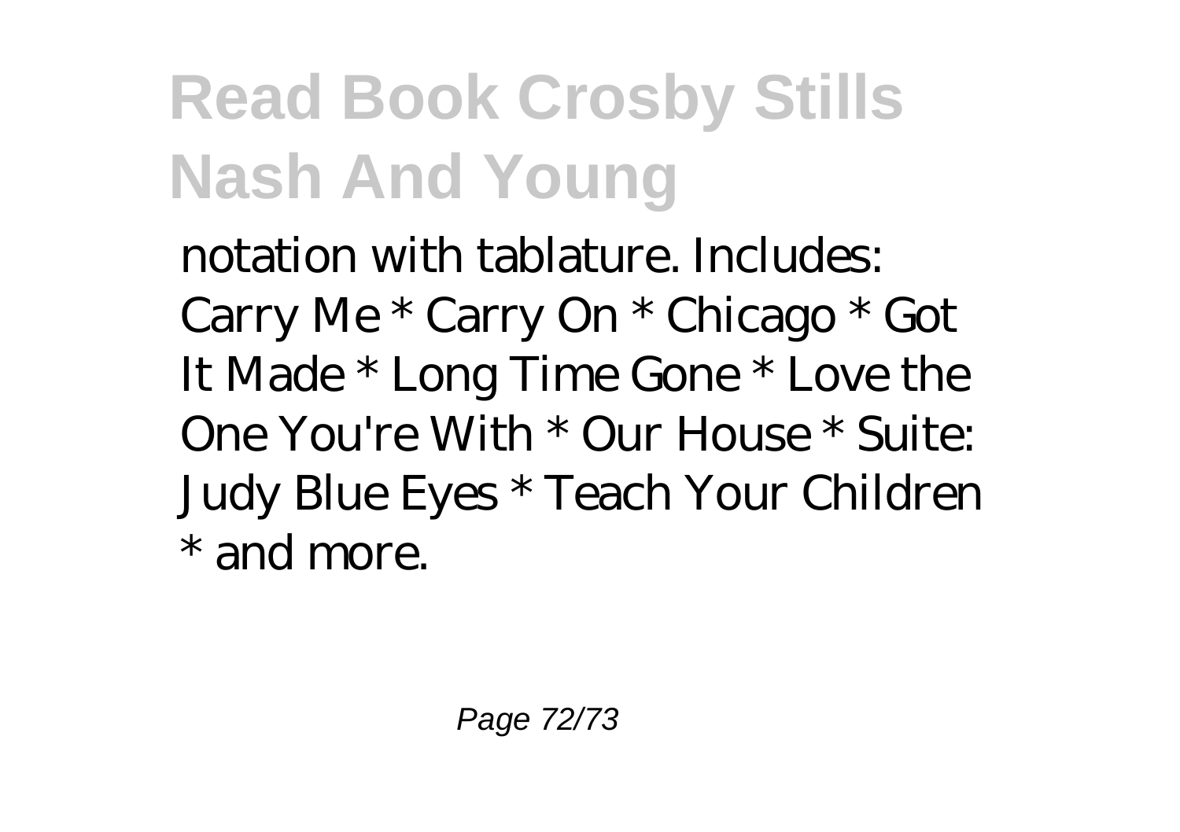notation with tablature. Includes: Carry Me * Carry On * Chicago * Got It Made * Long Time Gone * Love the One You're With * Our House * Suite: Judy Blue Eyes * Teach Your Children * and more.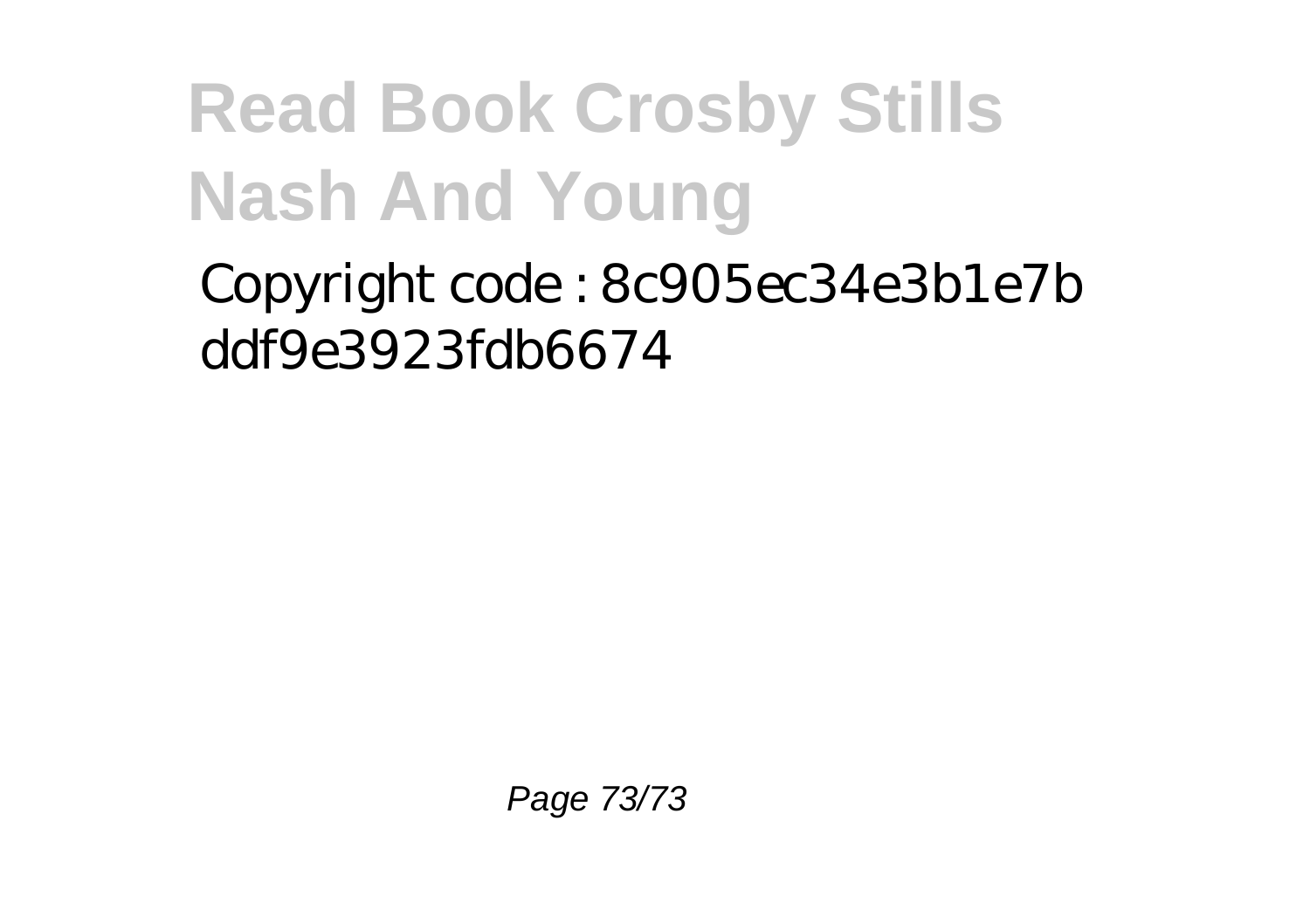Copyright code : 8c905ec34e3b1e7bddf9e3923fdb6674